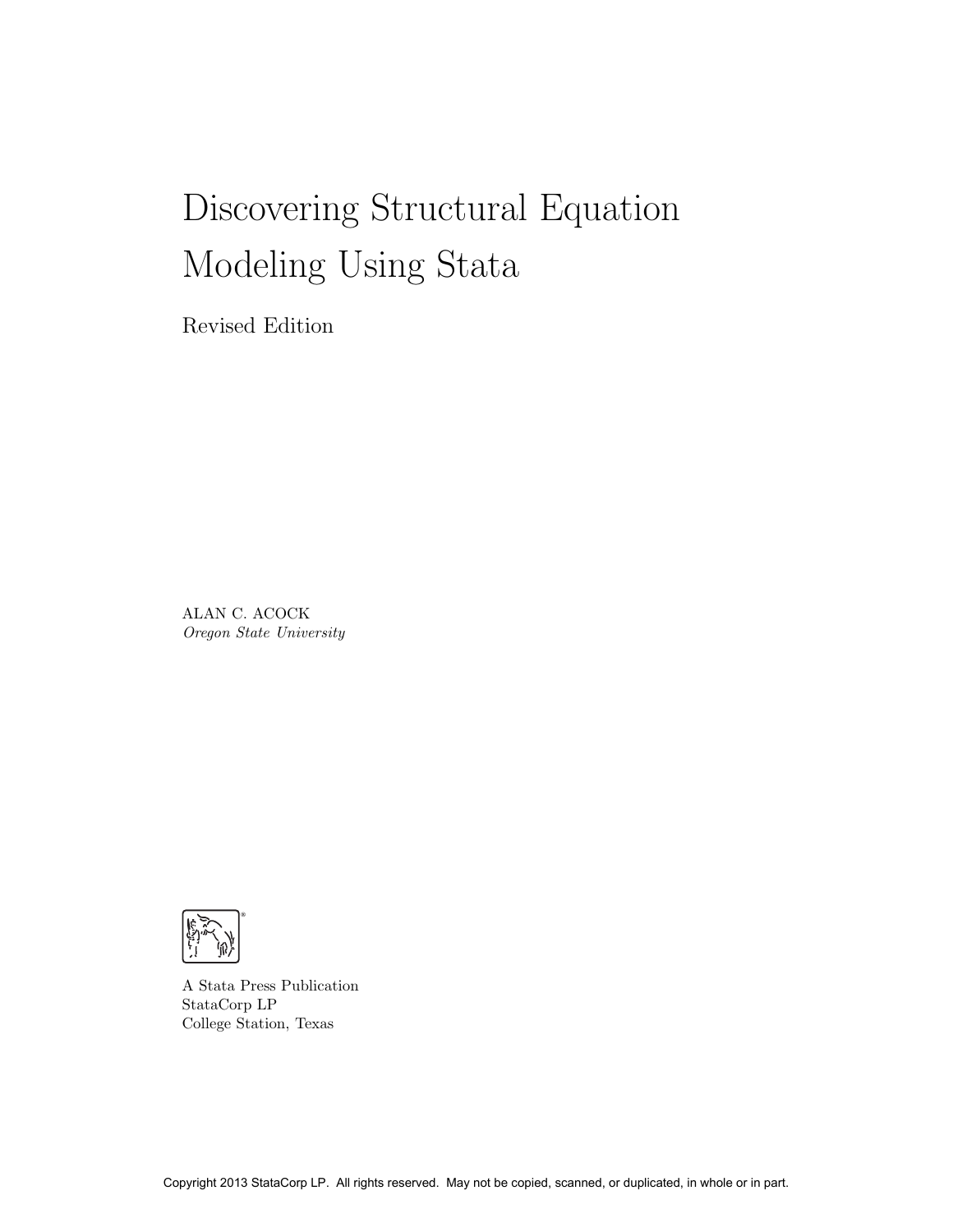# Discovering Structural Equation Modeling Using Stata

Revised Edition

ALAN C. ACOCK
*Oregon State University*

A Stata Press Publication
StataCorp LP
College Station, Texas

Copyright 2013 StataCorp LP. All rights reserved. May not be copied, scanned, or duplicated, in whole or in part.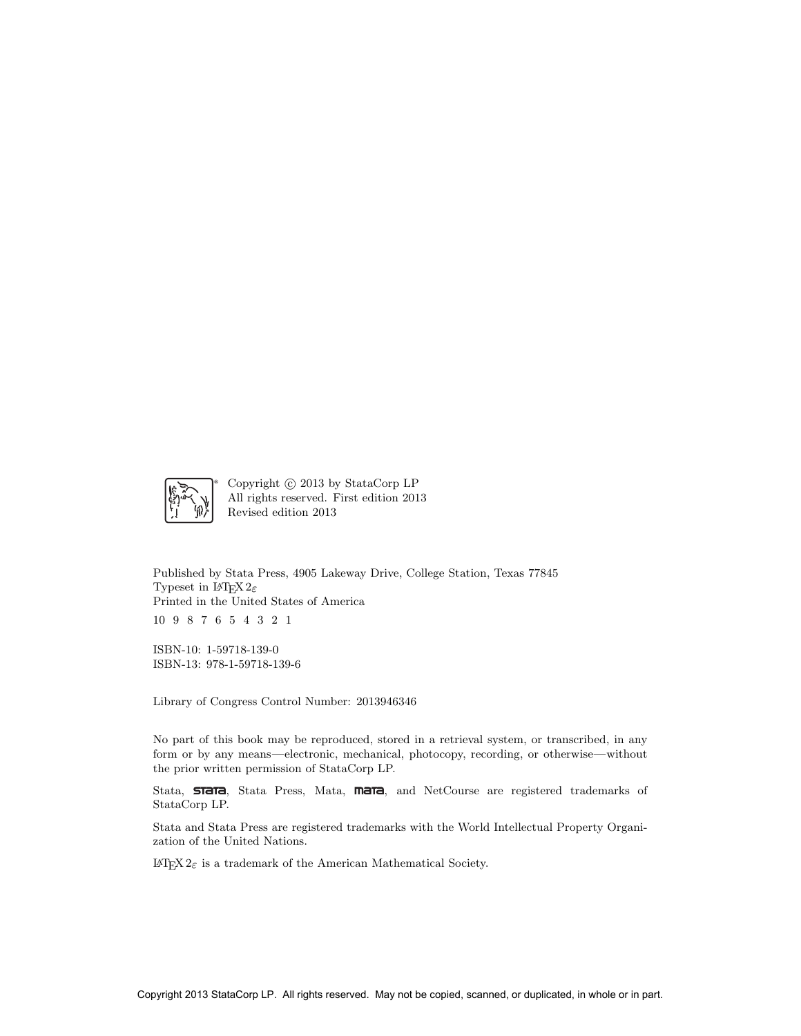Copyright © 2013 by StataCorp LP
All rights reserved. First edition 2013
Revised edition 2013

Published by Stata Press, 4905 Lakeway Drive, College Station, Texas 77845
Typeset in $\LaTeX\,2_\varepsilon$
Printed in the United States of America

10 9 8 7 6 5 4 3 2 1

ISBN-10: 1-59718-139-0
ISBN-13: 978-1-59718-139-6

Library of Congress Control Number: 2013946346

No part of this book may be reproduced, stored in a retrieval system, or transcribed, in any form or by any means—electronic, mechanical, photocopy, recording, or otherwise—without the prior written permission of StataCorp LP.

Stata, STATA, Stata Press, Mata, MATA, and NetCourse are registered trademarks of StataCorp LP.

Stata and Stata Press are registered trademarks with the World Intellectual Property Organization of the United Nations.

$\LaTeX\,2_\varepsilon$ is a trademark of the American Mathematical Society.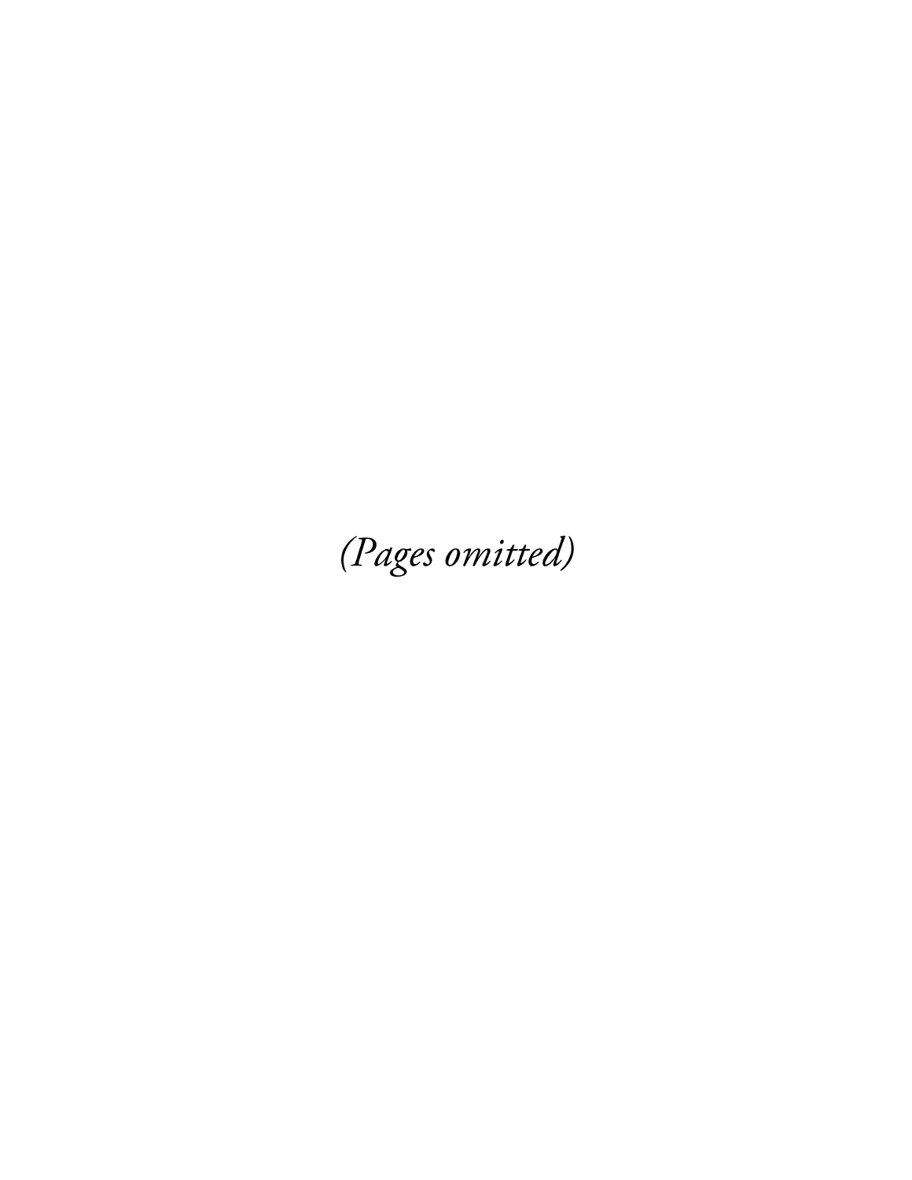*(Pages omitted)*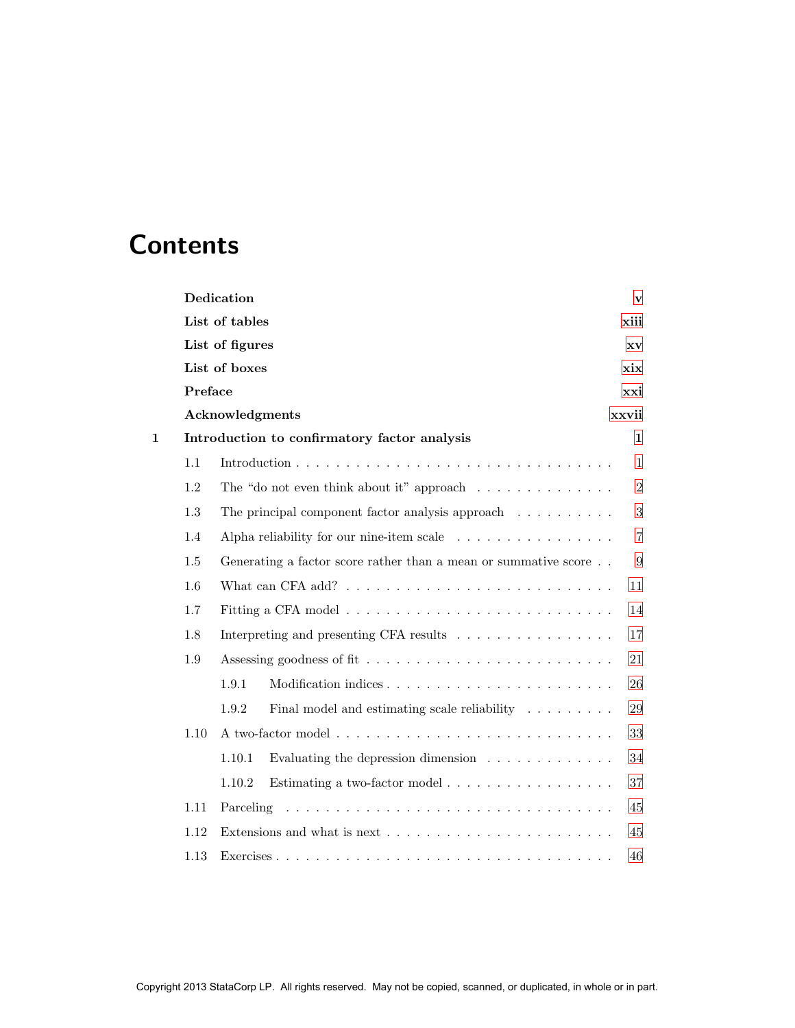# Contents

**Dedication** — v

**List of tables** — xiii

**List of figures** — xv

**List of boxes** — xix

**Preface** — xxi

**Acknowledgments** — xxvii

**1 Introduction to confirmatory factor analysis** — 1

- 1.1 Introduction — 1
- 1.2 The "do not even think about it" approach — 2
- 1.3 The principal component factor analysis approach — 3
- 1.4 Alpha reliability for our nine-item scale — 7
- 1.5 Generating a factor score rather than a mean or summative score — 9
- 1.6 What can CFA add? — 11
- 1.7 Fitting a CFA model — 14
- 1.8 Interpreting and presenting CFA results — 17
- 1.9 Assessing goodness of fit — 21
  - 1.9.1 Modification indices — 26
  - 1.9.2 Final model and estimating scale reliability — 29
- 1.10 A two-factor model — 33
  - 1.10.1 Evaluating the depression dimension — 34
  - 1.10.2 Estimating a two-factor model — 37
- 1.11 Parceling — 45
- 1.12 Extensions and what is next — 45
- 1.13 Exercises — 46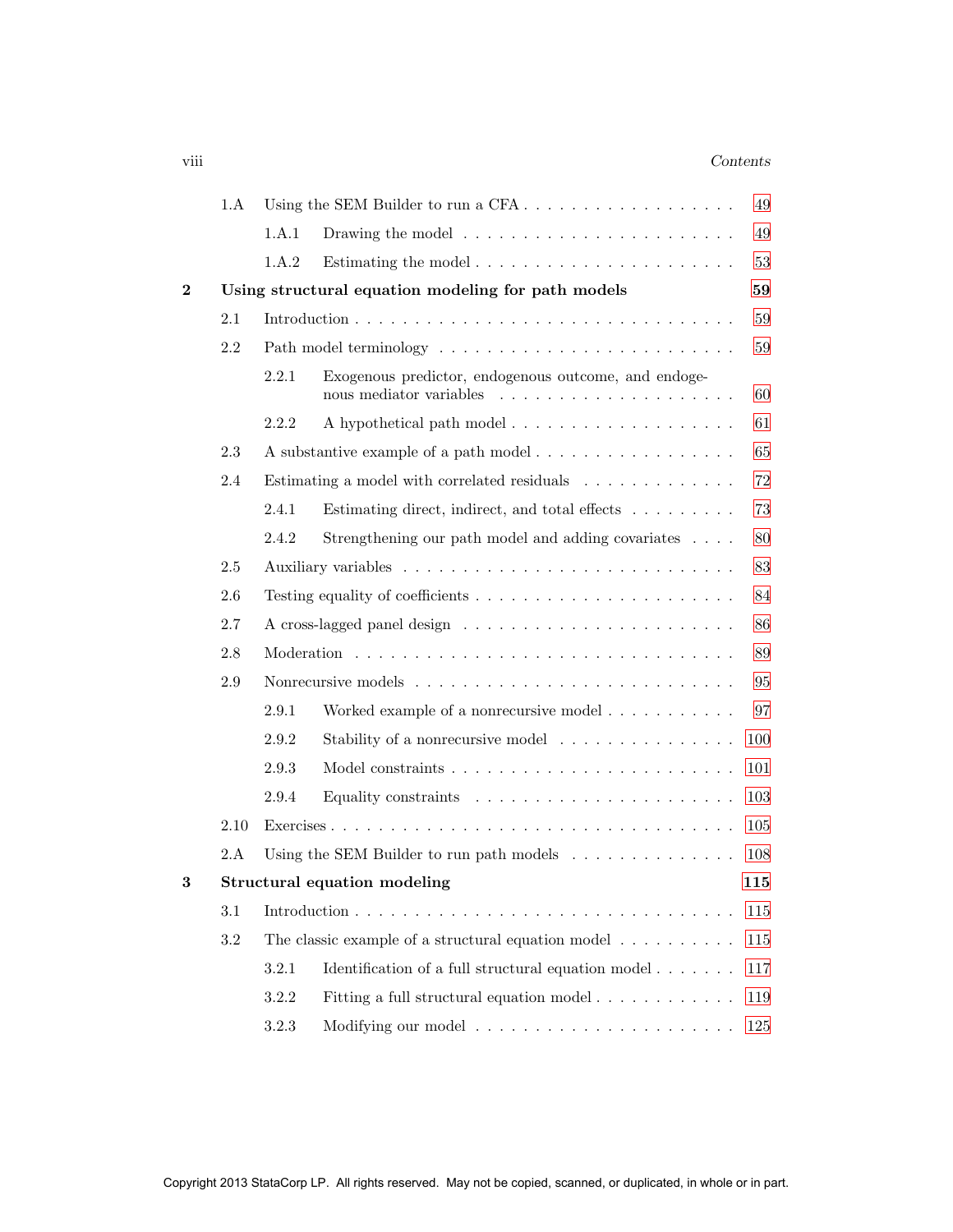| | | | |
|---|---|---|---|
| | 1.A | Using the SEM Builder to run a CFA | 49 |
| | | 1.A.1 Drawing the model | 49 |
| | | 1.A.2 Estimating the model | 53 |
| **2** | **Using structural equation modeling for path models** | | **59** |
| | 2.1 | Introduction | 59 |
| | 2.2 | Path model terminology | 59 |
| | | 2.2.1 Exogenous predictor, endogenous outcome, and endogenous mediator variables | 60 |
| | | 2.2.2 A hypothetical path model | 61 |
| | 2.3 | A substantive example of a path model | 65 |
| | 2.4 | Estimating a model with correlated residuals | 72 |
| | | 2.4.1 Estimating direct, indirect, and total effects | 73 |
| | | 2.4.2 Strengthening our path model and adding covariates | 80 |
| | 2.5 | Auxiliary variables | 83 |
| | 2.6 | Testing equality of coefficients | 84 |
| | 2.7 | A cross-lagged panel design | 86 |
| | 2.8 | Moderation | 89 |
| | 2.9 | Nonrecursive models | 95 |
| | | 2.9.1 Worked example of a nonrecursive model | 97 |
| | | 2.9.2 Stability of a nonrecursive model | 100 |
| | | 2.9.3 Model constraints | 101 |
| | | 2.9.4 Equality constraints | 103 |
| | 2.10 | Exercises | 105 |
| | 2.A | Using the SEM Builder to run path models | 108 |
| **3** | **Structural equation modeling** | | **115** |
| | 3.1 | Introduction | 115 |
| | 3.2 | The classic example of a structural equation model | 115 |
| | | 3.2.1 Identification of a full structural equation model | 117 |
| | | 3.2.2 Fitting a full structural equation model | 119 |
| | | 3.2.3 Modifying our model | 125 |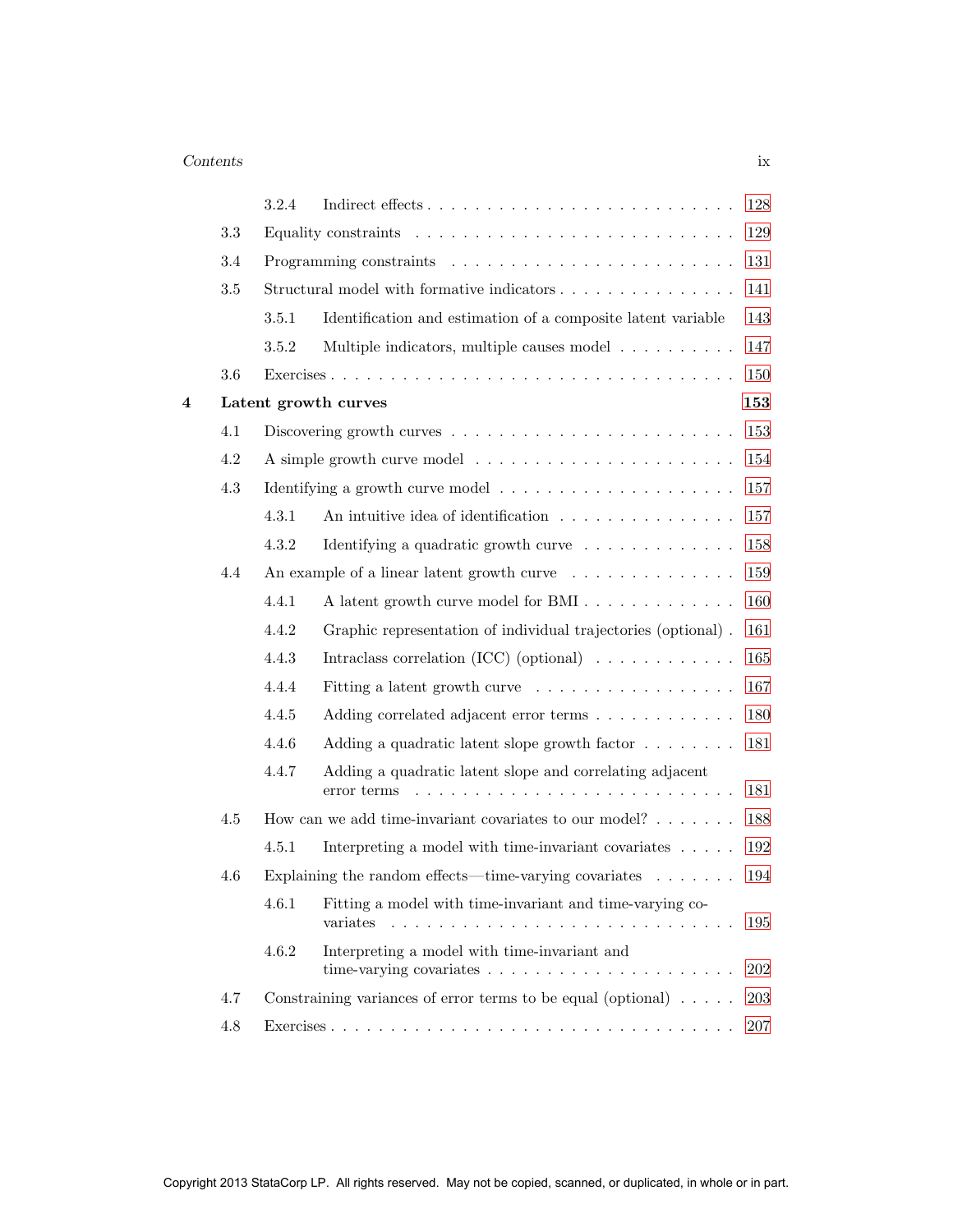3.2.4 Indirect effects . . . . . . . . . . . . . . . . . . . . . . . . . 128

3.3 Equality constraints . . . . . . . . . . . . . . . . . . . . . . . . . 129

3.4 Programming constraints . . . . . . . . . . . . . . . . . . . . . . 131

3.5 Structural model with formative indicators . . . . . . . . . . . . . . 141

3.5.1 Identification and estimation of a composite latent variable 143

3.5.2 Multiple indicators, multiple causes model . . . . . . . . . . 147

3.6 Exercises . . . . . . . . . . . . . . . . . . . . . . . . . . . . . . . 150

**4 Latent growth curves** **153**

4.1 Discovering growth curves . . . . . . . . . . . . . . . . . . . . . . 153

4.2 A simple growth curve model . . . . . . . . . . . . . . . . . . . . 154

4.3 Identifying a growth curve model . . . . . . . . . . . . . . . . . . 157

4.3.1 An intuitive idea of identification . . . . . . . . . . . . . . . 157

4.3.2 Identifying a quadratic growth curve . . . . . . . . . . . . . 158

4.4 An example of a linear latent growth curve . . . . . . . . . . . . . 159

4.4.1 A latent growth curve model for BMI . . . . . . . . . . . . . 160

4.4.2 Graphic representation of individual trajectories (optional) . 161

4.4.3 Intraclass correlation (ICC) (optional) . . . . . . . . . . . . 165

4.4.4 Fitting a latent growth curve . . . . . . . . . . . . . . . . . 167

4.4.5 Adding correlated adjacent error terms . . . . . . . . . . . . 180

4.4.6 Adding a quadratic latent slope growth factor . . . . . . . . 181

4.4.7 Adding a quadratic latent slope and correlating adjacent error terms . . . . . . . . . . . . . . . . . . . . . . . . . . 181

4.5 How can we add time-invariant covariates to our model? . . . . . . 188

4.5.1 Interpreting a model with time-invariant covariates . . . . . 192

4.6 Explaining the random effects—time-varying covariates . . . . . . . 194

4.6.1 Fitting a model with time-invariant and time-varying covariates . . . . . . . . . . . . . . . . . . . . . . . . . . . . . 195

4.6.2 Interpreting a model with time-invariant and time-varying covariates . . . . . . . . . . . . . . . . . . . . . 202

4.7 Constraining variances of error terms to be equal (optional) . . . . . 203

4.8 Exercises . . . . . . . . . . . . . . . . . . . . . . . . . . . . . . . 207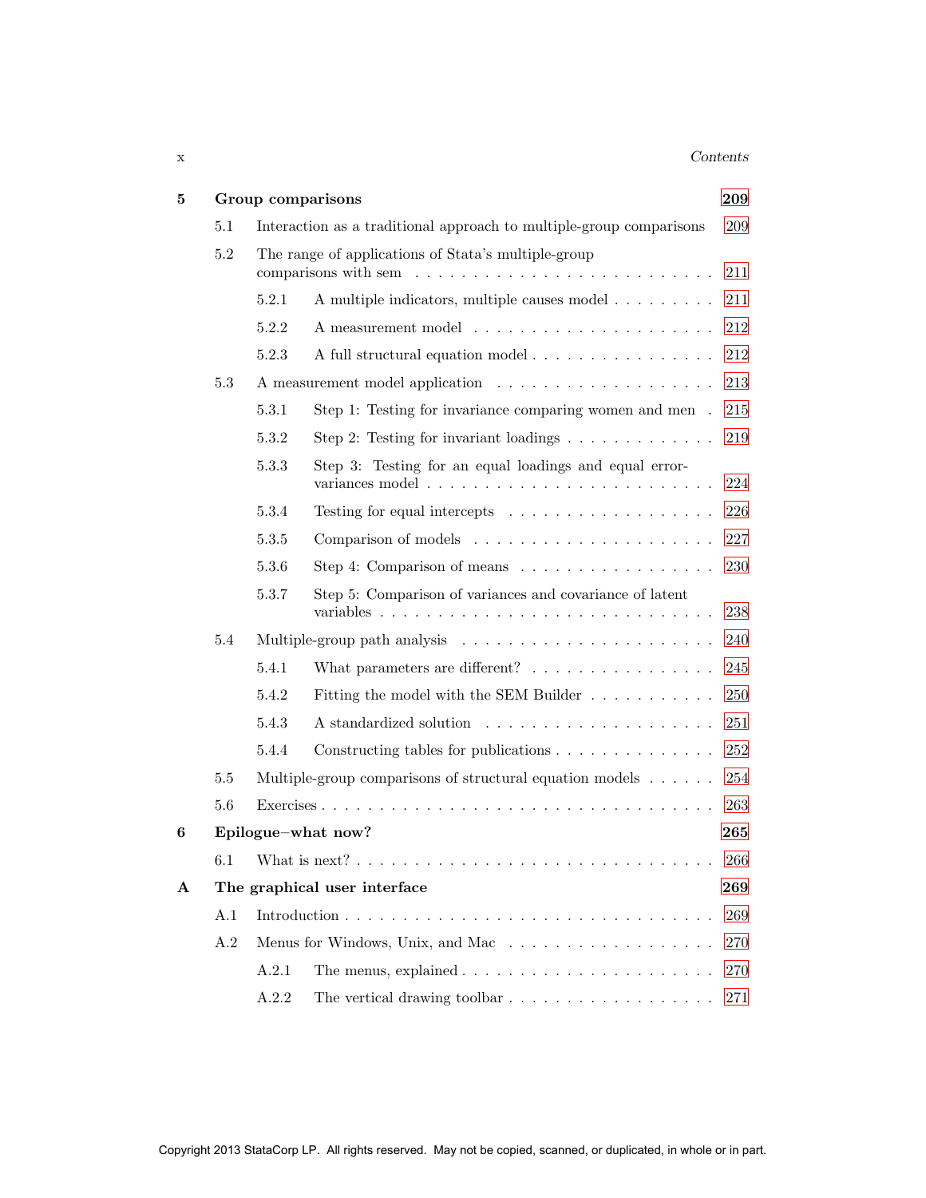**5 Group comparisons** **209**

- 5.1 Interaction as a traditional approach to multiple-group comparisons . . . 209
- 5.2 The range of applications of Stata's multiple-group comparisons with sem . . . 211
  - 5.2.1 A multiple indicators, multiple causes model . . . 211
  - 5.2.2 A measurement model . . . 212
  - 5.2.3 A full structural equation model . . . 212
- 5.3 A measurement model application . . . 213
  - 5.3.1 Step 1: Testing for invariance comparing women and men . . . 215
  - 5.3.2 Step 2: Testing for invariant loadings . . . 219
  - 5.3.3 Step 3: Testing for an equal loadings and equal error-variances model . . . 224
  - 5.3.4 Testing for equal intercepts . . . 226
  - 5.3.5 Comparison of models . . . 227
  - 5.3.6 Step 4: Comparison of means . . . 230
  - 5.3.7 Step 5: Comparison of variances and covariance of latent variables . . . 238
- 5.4 Multiple-group path analysis . . . 240
  - 5.4.1 What parameters are different? . . . 245
  - 5.4.2 Fitting the model with the SEM Builder . . . 250
  - 5.4.3 A standardized solution . . . 251
  - 5.4.4 Constructing tables for publications . . . 252
- 5.5 Multiple-group comparisons of structural equation models . . . 254
- 5.6 Exercises . . . 263

**6 Epilogue–what now?** **265**

- 6.1 What is next? . . . 266

**A The graphical user interface** **269**

- A.1 Introduction . . . 269
- A.2 Menus for Windows, Unix, and Mac . . . 270
  - A.2.1 The menus, explained . . . 270
  - A.2.2 The vertical drawing toolbar . . . 271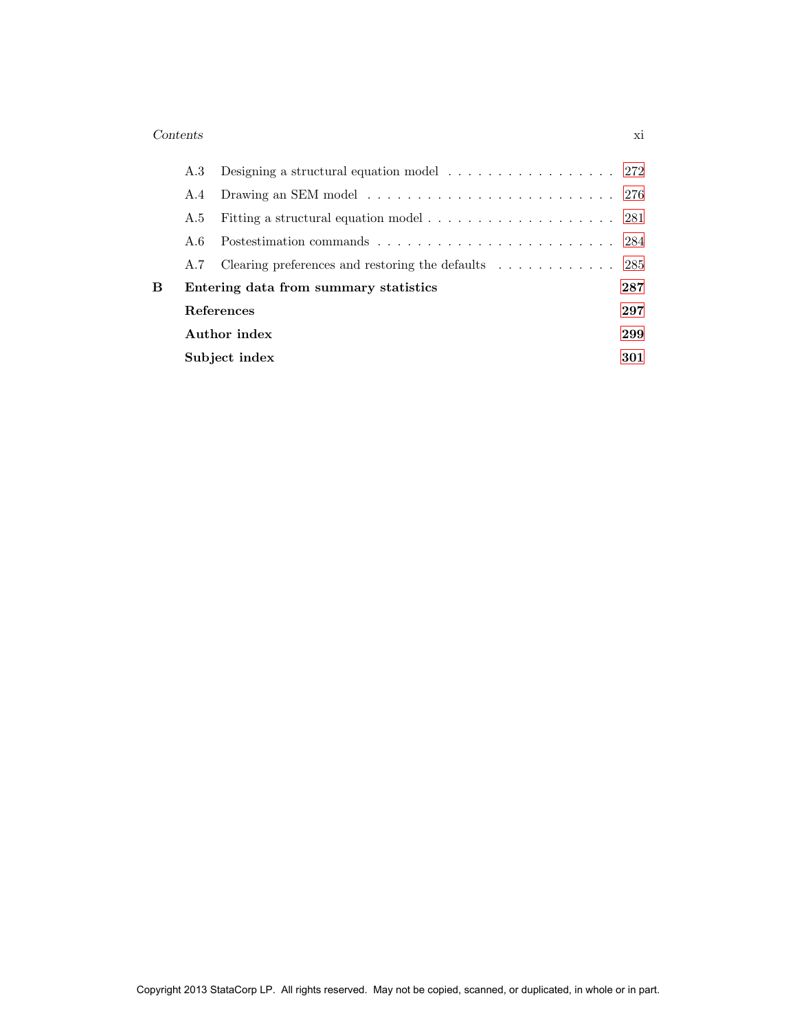A.3 Designing a structural equation model . . . . . . . . . . . . . . . . . . 272

A.4 Drawing an SEM model . . . . . . . . . . . . . . . . . . . . . . . . 276

A.5 Fitting a structural equation model . . . . . . . . . . . . . . . . . . . 281

A.6 Postestimation commands . . . . . . . . . . . . . . . . . . . . . . . . 284

A.7 Clearing preferences and restoring the defaults . . . . . . . . . . . . 285

**B Entering data from summary statistics** **287**

**References** **297**

**Author index** **299**

**Subject index** **301**

Copyright 2013 StataCorp LP. All rights reserved. May not be copied, scanned, or duplicated, in whole or in part.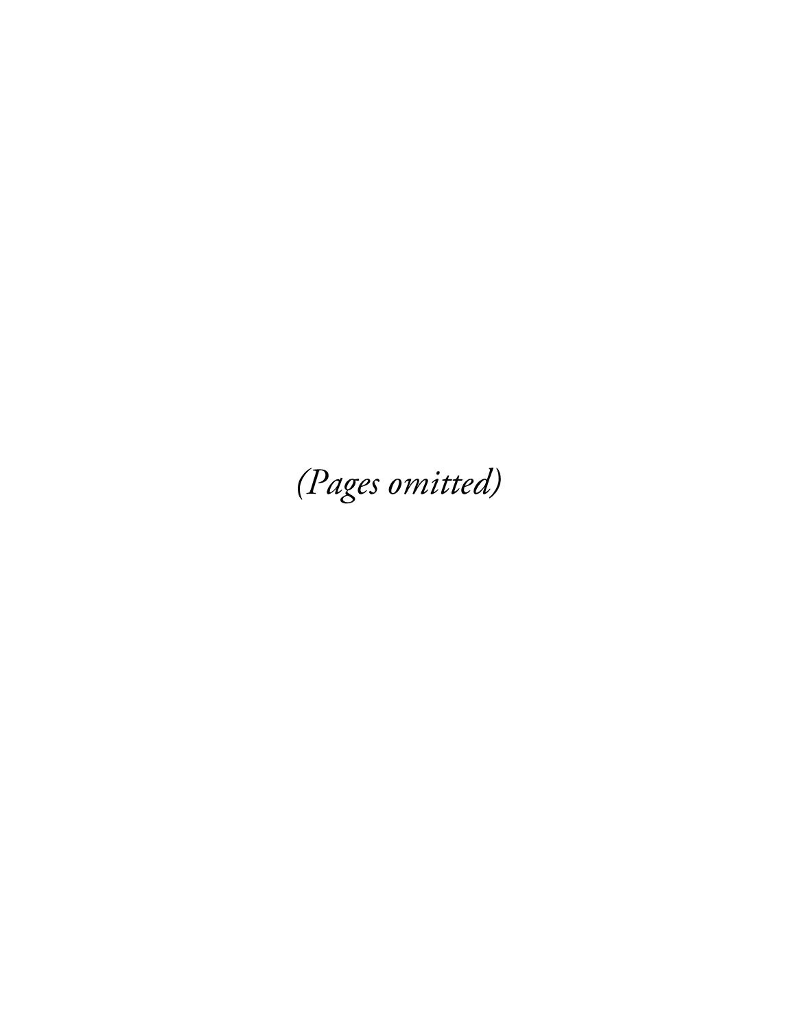*(Pages omitted)*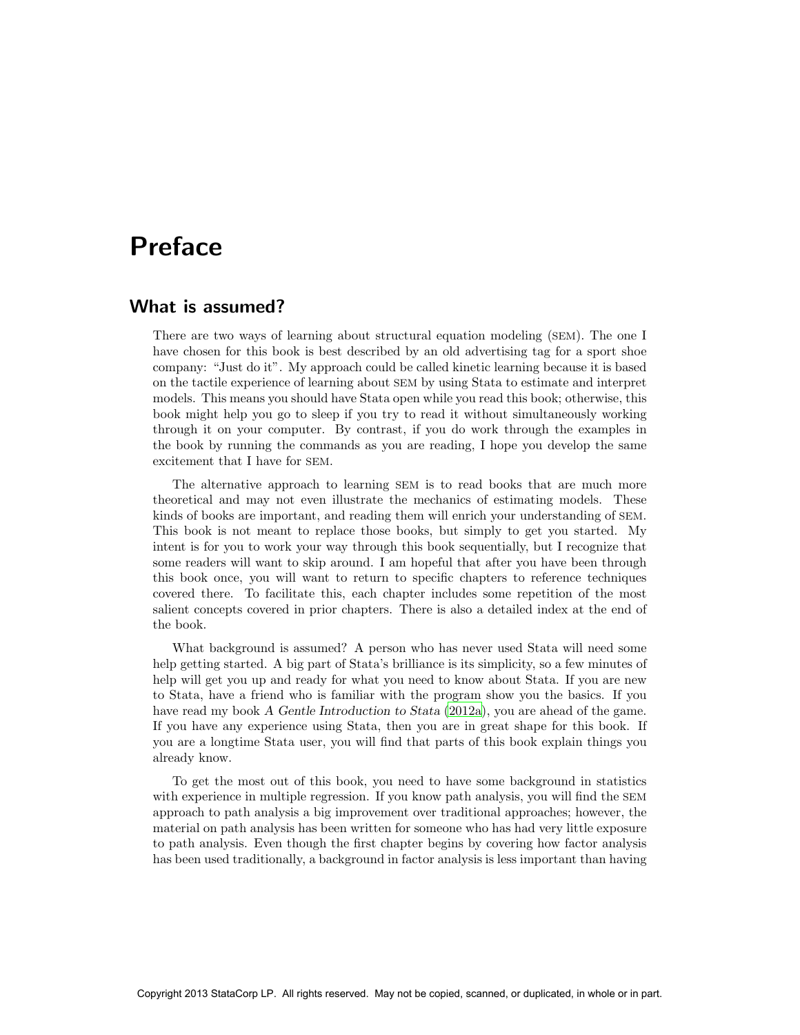# Preface

## What is assumed?

There are two ways of learning about structural equation modeling (SEM). The one I have chosen for this book is best described by an old advertising tag for a sport shoe company: "Just do it". My approach could be called kinetic learning because it is based on the tactile experience of learning about SEM by using Stata to estimate and interpret models. This means you should have Stata open while you read this book; otherwise, this book might help you go to sleep if you try to read it without simultaneously working through it on your computer. By contrast, if you do work through the examples in the book by running the commands as you are reading, I hope you develop the same excitement that I have for SEM.

The alternative approach to learning SEM is to read books that are much more theoretical and may not even illustrate the mechanics of estimating models. These kinds of books are important, and reading them will enrich your understanding of SEM. This book is not meant to replace those books, but simply to get you started. My intent is for you to work your way through this book sequentially, but I recognize that some readers will want to skip around. I am hopeful that after you have been through this book once, you will want to return to specific chapters to reference techniques covered there. To facilitate this, each chapter includes some repetition of the most salient concepts covered in prior chapters. There is also a detailed index at the end of the book.

What background is assumed? A person who has never used Stata will need some help getting started. A big part of Stata's brilliance is its simplicity, so a few minutes of help will get you up and ready for what you need to know about Stata. If you are new to Stata, have a friend who is familiar with the program show you the basics. If you have read my book *A Gentle Introduction to Stata* (2012a), you are ahead of the game. If you have any experience using Stata, then you are in great shape for this book. If you are a longtime Stata user, you will find that parts of this book explain things you already know.

To get the most out of this book, you need to have some background in statistics with experience in multiple regression. If you know path analysis, you will find the SEM approach to path analysis a big improvement over traditional approaches; however, the material on path analysis has been written for someone who has had very little exposure to path analysis. Even though the first chapter begins by covering how factor analysis has been used traditionally, a background in factor analysis is less important than having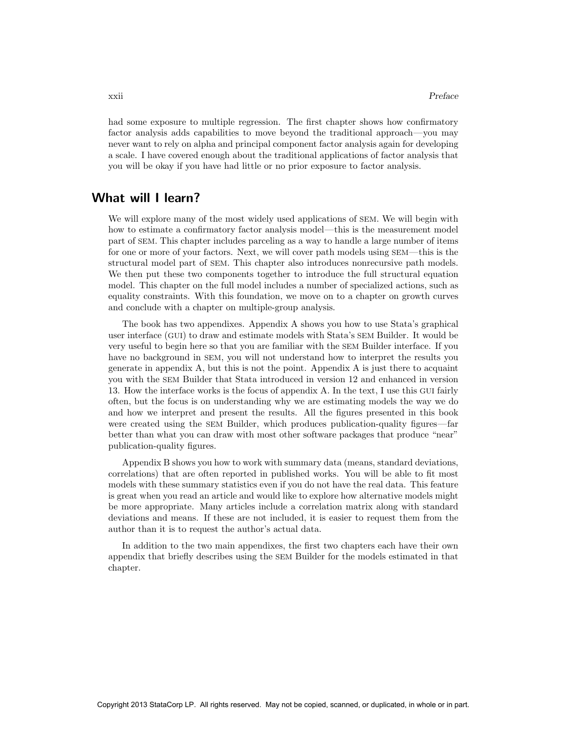had some exposure to multiple regression. The first chapter shows how confirmatory factor analysis adds capabilities to move beyond the traditional approach—you may never want to rely on alpha and principal component factor analysis again for developing a scale. I have covered enough about the traditional applications of factor analysis that you will be okay if you have had little or no prior exposure to factor analysis.

## What will I learn?

We will explore many of the most widely used applications of SEM. We will begin with how to estimate a confirmatory factor analysis model—this is the measurement model part of SEM. This chapter includes parceling as a way to handle a large number of items for one or more of your factors. Next, we will cover path models using SEM—this is the structural model part of SEM. This chapter also introduces nonrecursive path models. We then put these two components together to introduce the full structural equation model. This chapter on the full model includes a number of specialized actions, such as equality constraints. With this foundation, we move on to a chapter on growth curves and conclude with a chapter on multiple-group analysis.

The book has two appendixes. Appendix A shows you how to use Stata's graphical user interface (GUI) to draw and estimate models with Stata's SEM Builder. It would be very useful to begin here so that you are familiar with the SEM Builder interface. If you have no background in SEM, you will not understand how to interpret the results you generate in appendix A, but this is not the point. Appendix A is just there to acquaint you with the SEM Builder that Stata introduced in version 12 and enhanced in version 13. How the interface works is the focus of appendix A. In the text, I use this GUI fairly often, but the focus is on understanding why we are estimating models the way we do and how we interpret and present the results. All the figures presented in this book were created using the SEM Builder, which produces publication-quality figures—far better than what you can draw with most other software packages that produce "near" publication-quality figures.

Appendix B shows you how to work with summary data (means, standard deviations, correlations) that are often reported in published works. You will be able to fit most models with these summary statistics even if you do not have the real data. This feature is great when you read an article and would like to explore how alternative models might be more appropriate. Many articles include a correlation matrix along with standard deviations and means. If these are not included, it is easier to request them from the author than it is to request the author's actual data.

In addition to the two main appendixes, the first two chapters each have their own appendix that briefly describes using the SEM Builder for the models estimated in that chapter.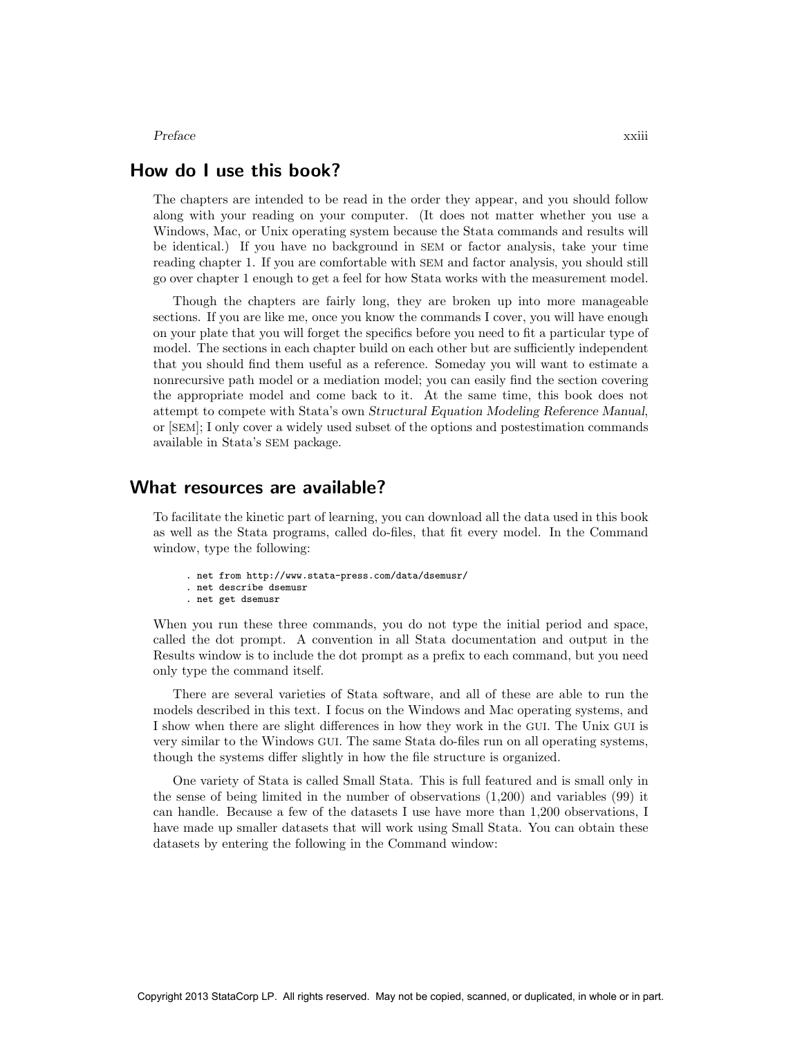## How do I use this book?

The chapters are intended to be read in the order they appear, and you should follow along with your reading on your computer. (It does not matter whether you use a Windows, Mac, or Unix operating system because the Stata commands and results will be identical.) If you have no background in SEM or factor analysis, take your time reading chapter 1. If you are comfortable with SEM and factor analysis, you should still go over chapter 1 enough to get a feel for how Stata works with the measurement model.

Though the chapters are fairly long, they are broken up into more manageable sections. If you are like me, once you know the commands I cover, you will have enough on your plate that you will forget the specifics before you need to fit a particular type of model. The sections in each chapter build on each other but are sufficiently independent that you should find them useful as a reference. Someday you will want to estimate a nonrecursive path model or a mediation model; you can easily find the section covering the appropriate model and come back to it. At the same time, this book does not attempt to compete with Stata's own *Structural Equation Modeling Reference Manual*, or [SEM]; I only cover a widely used subset of the options and postestimation commands available in Stata's SEM package.

## What resources are available?

To facilitate the kinetic part of learning, you can download all the data used in this book as well as the Stata programs, called do-files, that fit every model. In the Command window, type the following:

```
. net from http://www.stata-press.com/data/dsemusr/
. net describe dsemusr
. net get dsemusr
```

When you run these three commands, you do not type the initial period and space, called the dot prompt. A convention in all Stata documentation and output in the Results window is to include the dot prompt as a prefix to each command, but you need only type the command itself.

There are several varieties of Stata software, and all of these are able to run the models described in this text. I focus on the Windows and Mac operating systems, and I show when there are slight differences in how they work in the GUI. The Unix GUI is very similar to the Windows GUI. The same Stata do-files run on all operating systems, though the systems differ slightly in how the file structure is organized.

One variety of Stata is called Small Stata. This is full featured and is small only in the sense of being limited in the number of observations (1,200) and variables (99) it can handle. Because a few of the datasets I use have more than 1,200 observations, I have made up smaller datasets that will work using Small Stata. You can obtain these datasets by entering the following in the Command window: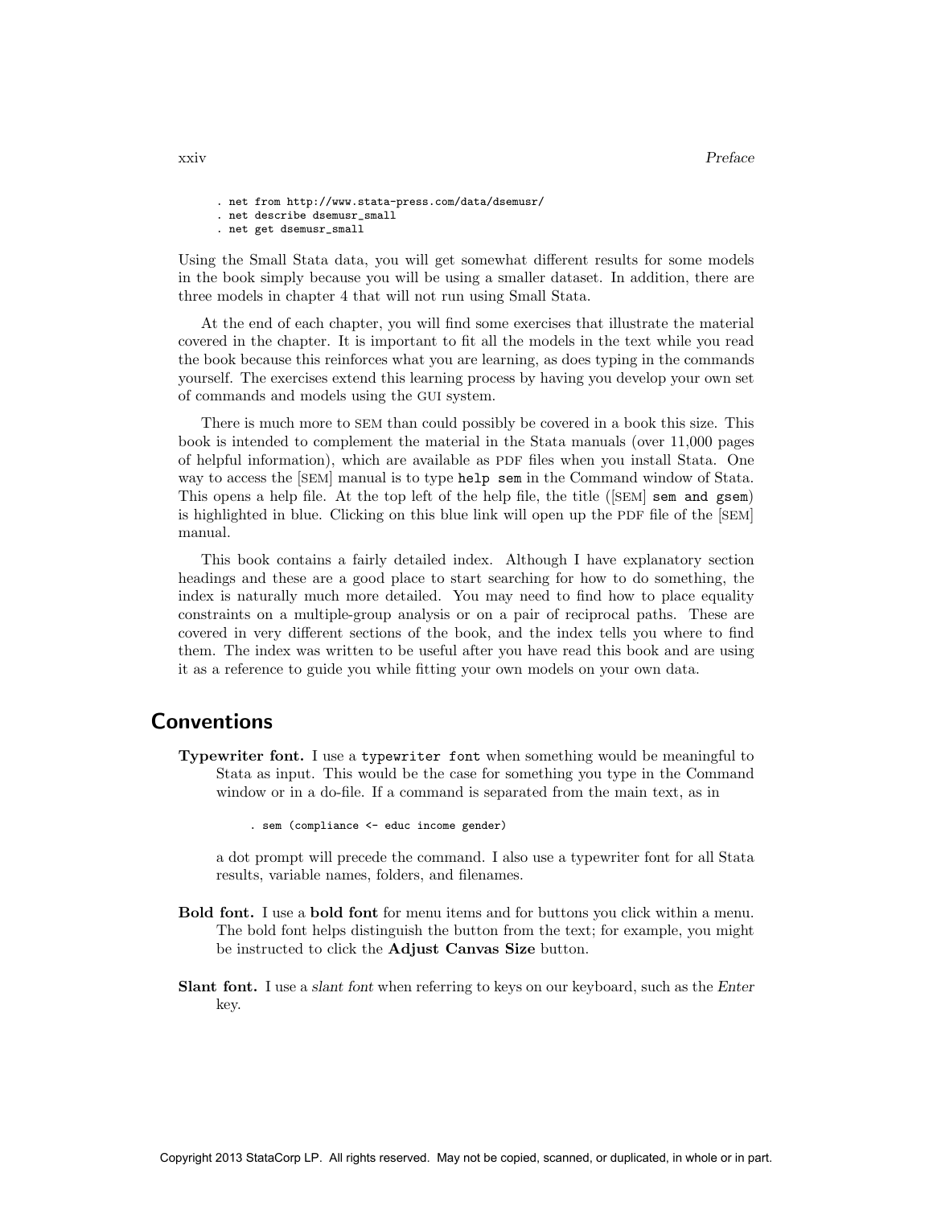```
. net from http://www.stata-press.com/data/dsemusr/
. net describe dsemusr_small
. net get dsemusr_small
```

Using the Small Stata data, you will get somewhat different results for some models in the book simply because you will be using a smaller dataset. In addition, there are three models in chapter 4 that will not run using Small Stata.

At the end of each chapter, you will find some exercises that illustrate the material covered in the chapter. It is important to fit all the models in the text while you read the book because this reinforces what you are learning, as does typing in the commands yourself. The exercises extend this learning process by having you develop your own set of commands and models using the GUI system.

There is much more to SEM than could possibly be covered in a book this size. This book is intended to complement the material in the Stata manuals (over 11,000 pages of helpful information), which are available as PDF files when you install Stata. One way to access the [SEM] manual is to type `help sem` in the Command window of Stata. This opens a help file. At the top left of the help file, the title ([SEM] `sem and gsem`) is highlighted in blue. Clicking on this blue link will open up the PDF file of the [SEM] manual.

This book contains a fairly detailed index. Although I have explanatory section headings and these are a good place to start searching for how to do something, the index is naturally much more detailed. You may need to find how to place equality constraints on a multiple-group analysis or on a pair of reciprocal paths. These are covered in very different sections of the book, and the index tells you where to find them. The index was written to be useful after you have read this book and are using it as a reference to guide you while fitting your own models on your own data.

## Conventions

**Typewriter font.** I use a `typewriter font` when something would be meaningful to Stata as input. This would be the case for something you type in the Command window or in a do-file. If a command is separated from the main text, as in

```
. sem (compliance <- educ income gender)
```

a dot prompt will precede the command. I also use a typewriter font for all Stata results, variable names, folders, and filenames.

**Bold font.** I use a **bold font** for menu items and for buttons you click within a menu. The bold font helps distinguish the button from the text; for example, you might be instructed to click the **Adjust Canvas Size** button.

**Slant font.** I use a *slant font* when referring to keys on our keyboard, such as the *Enter* key.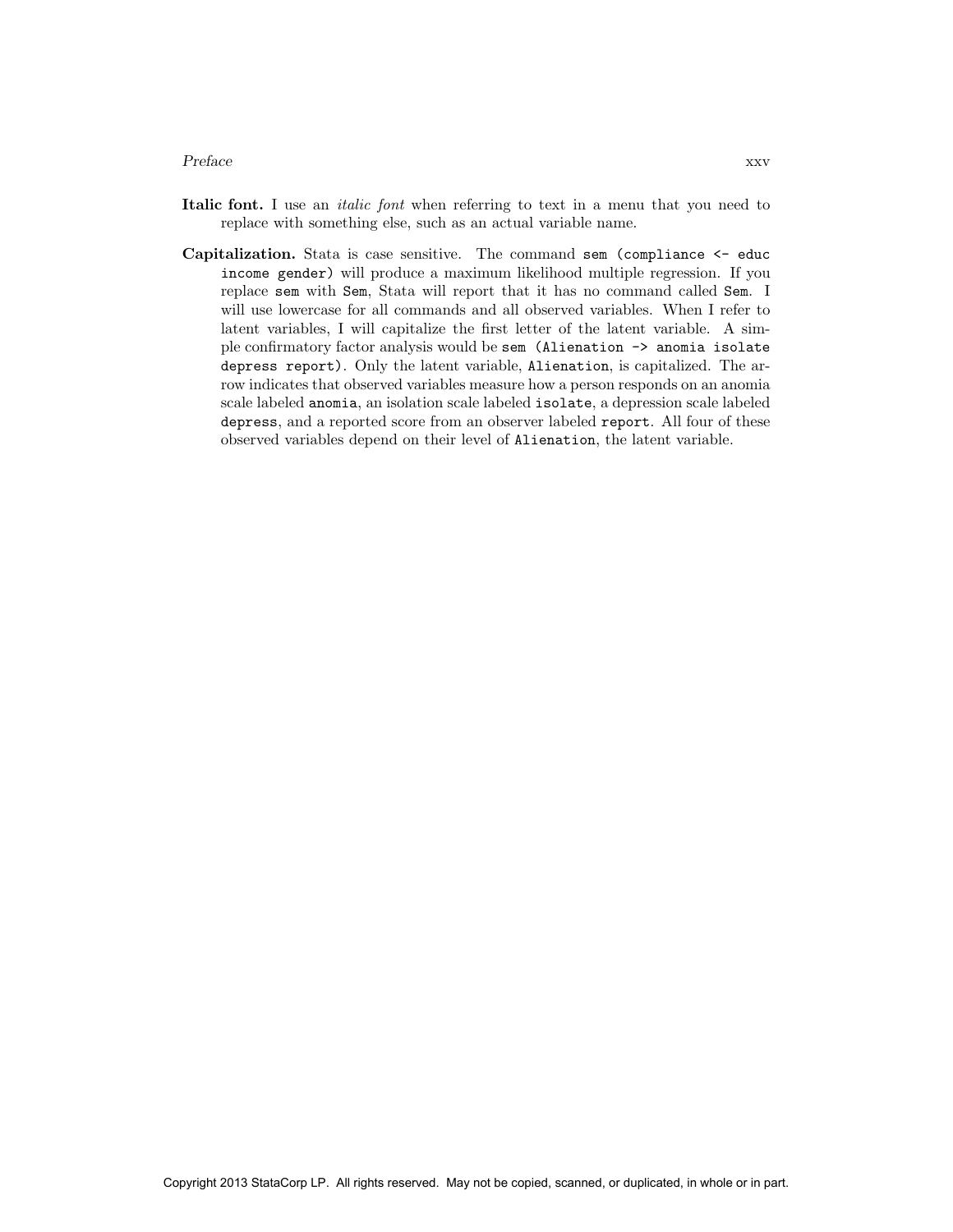**Italic font.** I use an *italic font* when referring to text in a menu that you need to replace with something else, such as an actual variable name.

**Capitalization.** Stata is case sensitive. The command `sem (compliance <- educ income gender)` will produce a maximum likelihood multiple regression. If you replace `sem` with `Sem`, Stata will report that it has no command called `Sem`. I will use lowercase for all commands and all observed variables. When I refer to latent variables, I will capitalize the first letter of the latent variable. A simple confirmatory factor analysis would be `sem (Alienation -> anomia isolate depress report)`. Only the latent variable, `Alienation`, is capitalized. The arrow indicates that observed variables measure how a person responds on an anomia scale labeled `anomia`, an isolation scale labeled `isolate`, a depression scale labeled `depress`, and a reported score from an observer labeled `report`. All four of these observed variables depend on their level of `Alienation`, the latent variable.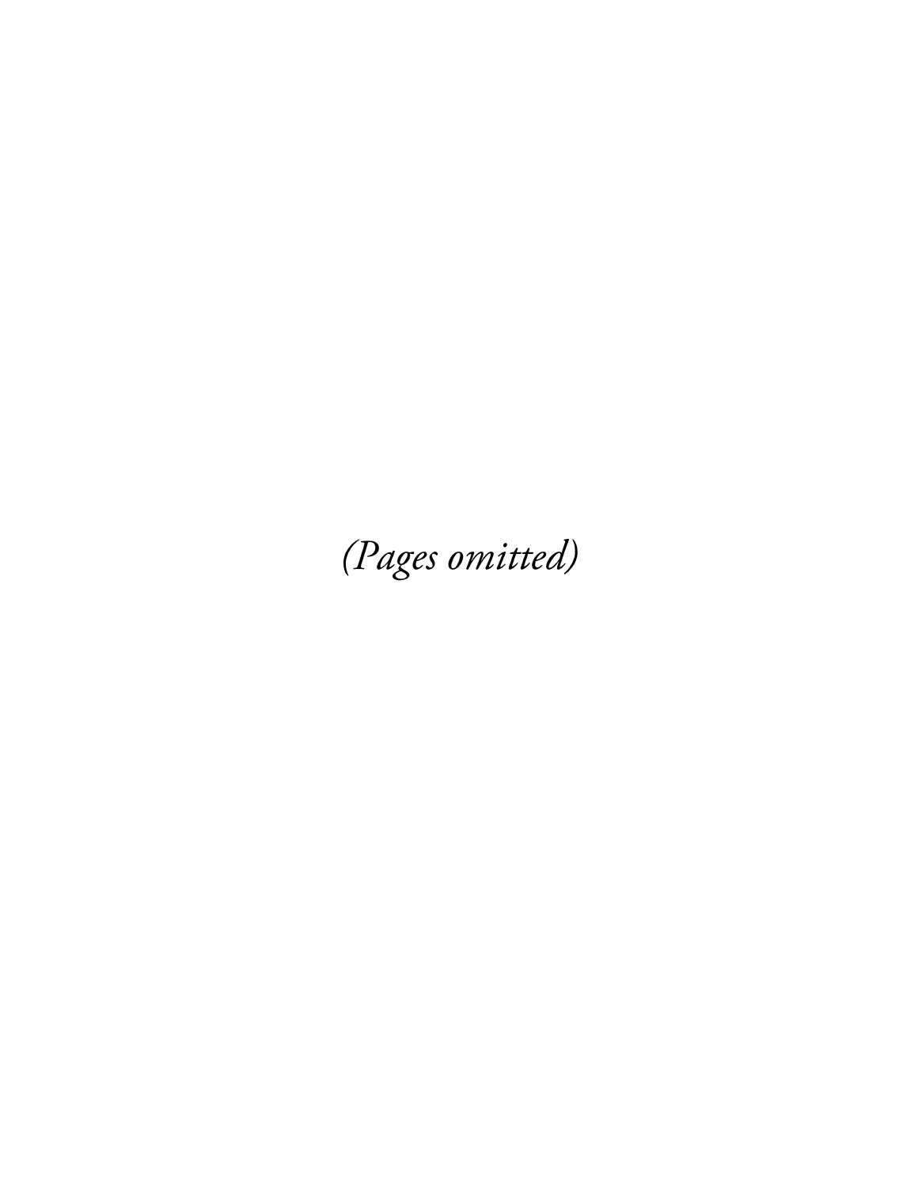*(Pages omitted)*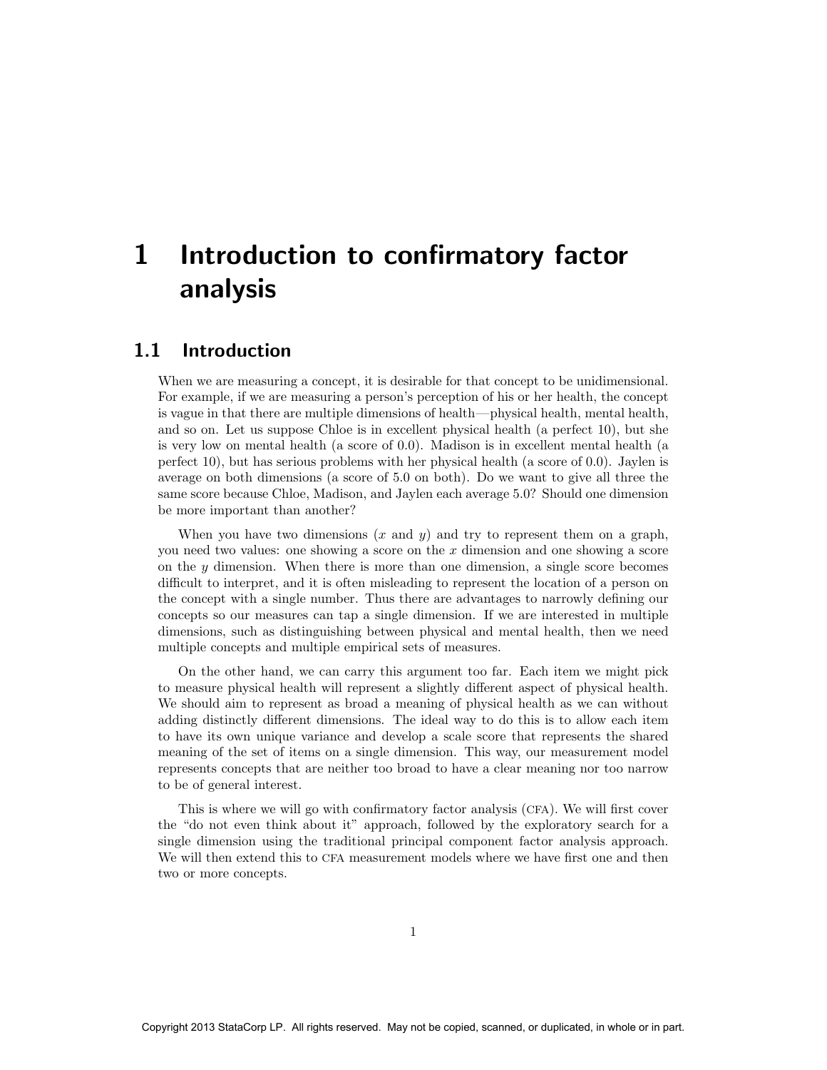# 1 Introduction to confirmatory factor analysis

## 1.1 Introduction

When we are measuring a concept, it is desirable for that concept to be unidimensional. For example, if we are measuring a person's perception of his or her health, the concept is vague in that there are multiple dimensions of health—physical health, mental health, and so on. Let us suppose Chloe is in excellent physical health (a perfect 10), but she is very low on mental health (a score of 0.0). Madison is in excellent mental health (a perfect 10), but has serious problems with her physical health (a score of 0.0). Jaylen is average on both dimensions (a score of 5.0 on both). Do we want to give all three the same score because Chloe, Madison, and Jaylen each average 5.0? Should one dimension be more important than another?

When you have two dimensions ($x$ and $y$) and try to represent them on a graph, you need two values: one showing a score on the $x$ dimension and one showing a score on the $y$ dimension. When there is more than one dimension, a single score becomes difficult to interpret, and it is often misleading to represent the location of a person on the concept with a single number. Thus there are advantages to narrowly defining our concepts so our measures can tap a single dimension. If we are interested in multiple dimensions, such as distinguishing between physical and mental health, then we need multiple concepts and multiple empirical sets of measures.

On the other hand, we can carry this argument too far. Each item we might pick to measure physical health will represent a slightly different aspect of physical health. We should aim to represent as broad a meaning of physical health as we can without adding distinctly different dimensions. The ideal way to do this is to allow each item to have its own unique variance and develop a scale score that represents the shared meaning of the set of items on a single dimension. This way, our measurement model represents concepts that are neither too broad to have a clear meaning nor too narrow to be of general interest.

This is where we will go with confirmatory factor analysis (CFA). We will first cover the "do not even think about it" approach, followed by the exploratory search for a single dimension using the traditional principal component factor analysis approach. We will then extend this to CFA measurement models where we have first one and then two or more concepts.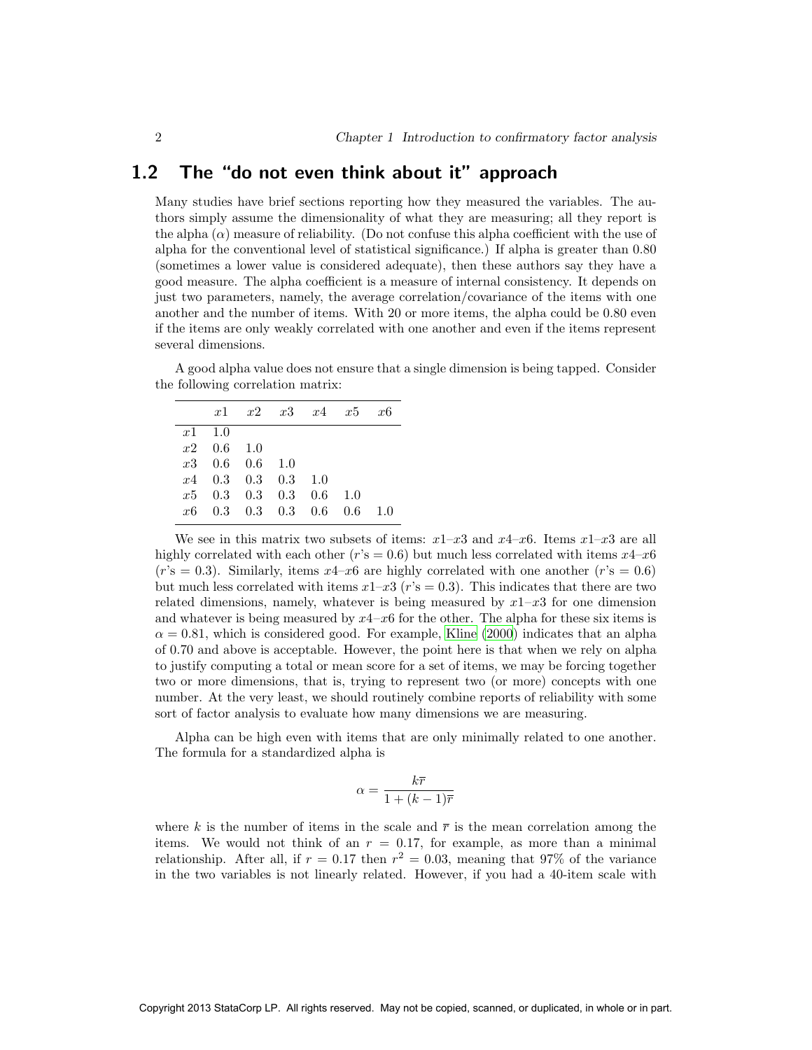## 1.2 The "do not even think about it" approach

Many studies have brief sections reporting how they measured the variables. The authors simply assume the dimensionality of what they are measuring; all they report is the alpha ($\alpha$) measure of reliability. (Do not confuse this alpha coefficient with the use of alpha for the conventional level of statistical significance.) If alpha is greater than 0.80 (sometimes a lower value is considered adequate), then these authors say they have a good measure. The alpha coefficient is a measure of internal consistency. It depends on just two parameters, namely, the average correlation/covariance of the items with one another and the number of items. With 20 or more items, the alpha could be 0.80 even if the items are only weakly correlated with one another and even if the items represent several dimensions.

A good alpha value does not ensure that a single dimension is being tapped. Consider the following correlation matrix:

| | $x1$ | $x2$ | $x3$ | $x4$ | $x5$ | $x6$ |
|---|---|---|---|---|---|---|
| $x1$ | 1.0 | | | | | |
| $x2$ | 0.6 | 1.0 | | | | |
| $x3$ | 0.6 | 0.6 | 1.0 | | | |
| $x4$ | 0.3 | 0.3 | 0.3 | 1.0 | | |
| $x5$ | 0.3 | 0.3 | 0.3 | 0.6 | 1.0 | |
| $x6$ | 0.3 | 0.3 | 0.3 | 0.6 | 0.6 | 1.0 |

We see in this matrix two subsets of items: $x1$–$x3$ and $x4$–$x6$. Items $x1$–$x3$ are all highly correlated with each other ($r$'s = 0.6) but much less correlated with items $x4$–$x6$ ($r$'s = 0.3). Similarly, items $x4$–$x6$ are highly correlated with one another ($r$'s = 0.6) but much less correlated with items $x1$–$x3$ ($r$'s = 0.3). This indicates that there are two related dimensions, namely, whatever is being measured by $x1$–$x3$ for one dimension and whatever is being measured by $x4$–$x6$ for the other. The alpha for these six items is $\alpha = 0.81$, which is considered good. For example, Kline (2000) indicates that an alpha of 0.70 and above is acceptable. However, the point here is that when we rely on alpha to justify computing a total or mean score for a set of items, we may be forcing together two or more dimensions, that is, trying to represent two (or more) concepts with one number. At the very least, we should routinely combine reports of reliability with some sort of factor analysis to evaluate how many dimensions we are measuring.

Alpha can be high even with items that are only minimally related to one another. The formula for a standardized alpha is

$$\alpha = \frac{k\overline{r}}{1 + (k-1)\overline{r}}$$

where $k$ is the number of items in the scale and $\overline{r}$ is the mean correlation among the items. We would not think of an $r = 0.17$, for example, as more than a minimal relationship. After all, if $r = 0.17$ then $r^2 = 0.03$, meaning that 97% of the variance in the two variables is not linearly related. However, if you had a 40-item scale with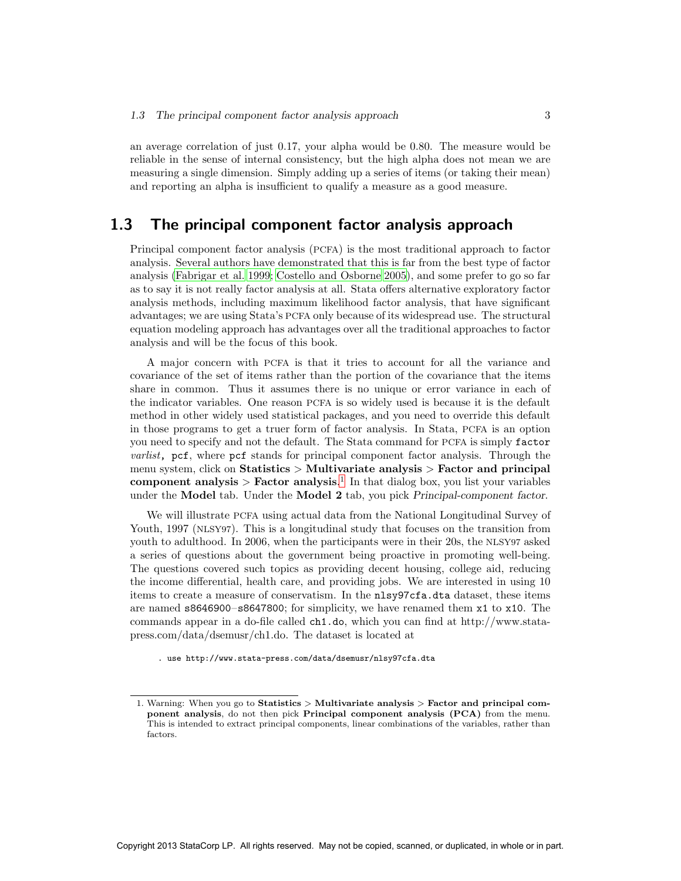an average correlation of just 0.17, your alpha would be 0.80. The measure would be reliable in the sense of internal consistency, but the high alpha does not mean we are measuring a single dimension. Simply adding up a series of items (or taking their mean) and reporting an alpha is insufficient to qualify a measure as a good measure.

## 1.3 The principal component factor analysis approach

Principal component factor analysis (PCFA) is the most traditional approach to factor analysis. Several authors have demonstrated that this is far from the best type of factor analysis (Fabrigar et al. 1999; Costello and Osborne 2005), and some prefer to go so far as to say it is not really factor analysis at all. Stata offers alternative exploratory factor analysis methods, including maximum likelihood factor analysis, that have significant advantages; we are using Stata's PCFA only because of its widespread use. The structural equation modeling approach has advantages over all the traditional approaches to factor analysis and will be the focus of this book.

A major concern with PCFA is that it tries to account for all the variance and covariance of the set of items rather than the portion of the covariance that the items share in common. Thus it assumes there is no unique or error variance in each of the indicator variables. One reason PCFA is so widely used is because it is the default method in other widely used statistical packages, and you need to override this default in those programs to get a truer form of factor analysis. In Stata, PCFA is an option you need to specify and not the default. The Stata command for PCFA is simply `factor` *varlist*, `pcf`, where `pcf` stands for principal component factor analysis. Through the menu system, click on **Statistics** > **Multivariate analysis** > **Factor and principal component analysis** > **Factor analysis**.[1] In that dialog box, you list your variables under the **Model** tab. Under the **Model 2** tab, you pick *Principal-component factor*.

We will illustrate PCFA using actual data from the National Longitudinal Survey of Youth, 1997 (NLSY97). This is a longitudinal study that focuses on the transition from youth to adulthood. In 2006, when the participants were in their 20s, the NLSY97 asked a series of questions about the government being proactive in promoting well-being. The questions covered such topics as providing decent housing, college aid, reducing the income differential, health care, and providing jobs. We are interested in using 10 items to create a measure of conservatism. In the `nlsy97cfa.dta` dataset, these items are named `s8646900`–`s8647800`; for simplicity, we have renamed them `x1` to `x10`. The commands appear in a do-file called `ch1.do`, which you can find at http://www.stata-press.com/data/dsemusr/ch1.do. The dataset is located at

```
. use http://www.stata-press.com/data/dsemusr/nlsy97cfa.dta
```

1. Warning: When you go to **Statistics** > **Multivariate analysis** > **Factor and principal component analysis**, do not then pick **Principal component analysis (PCA)** from the menu. This is intended to extract principal components, linear combinations of the variables, rather than factors.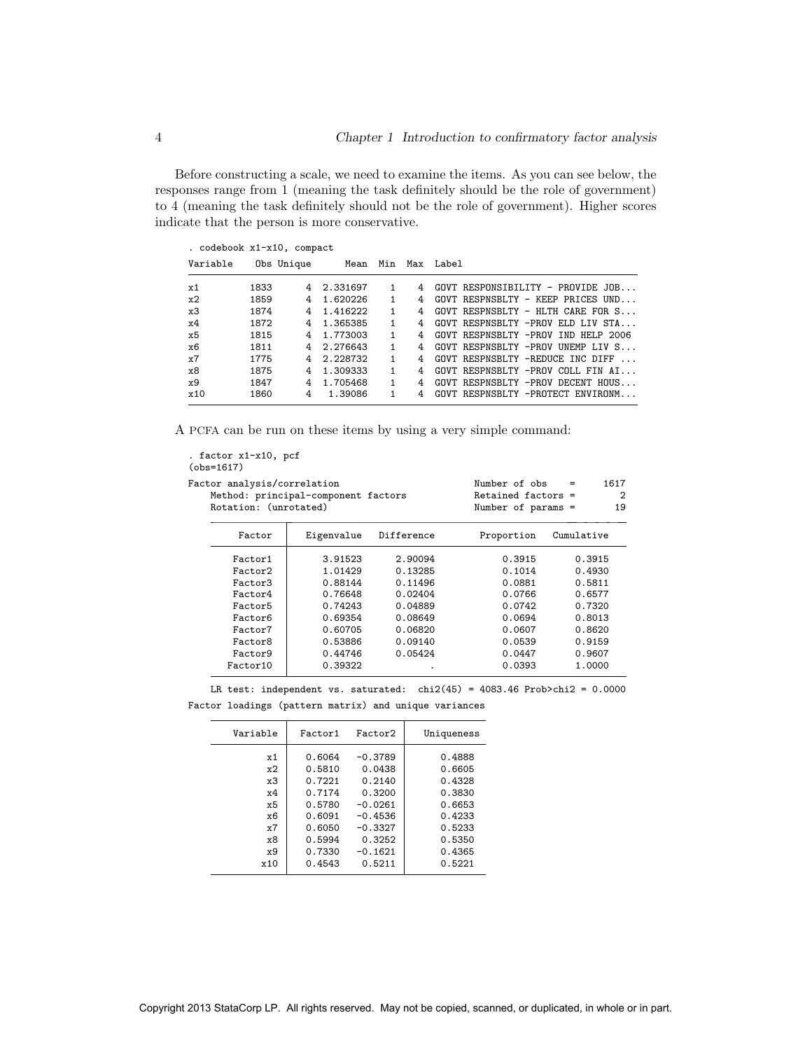Before constructing a scale, we need to examine the items. As you can see below, the responses range from 1 (meaning the task definitely should be the role of government) to 4 (meaning the task definitely should not be the role of government). Higher scores indicate that the person is more conservative.

```
. codebook x1-x10, compact
Variable     Obs Unique      Mean  Min  Max  Label

x1          1833      4  2.331697    1    4  GOVT RESPONSIBILITY - PROVIDE JOB...
x2          1859      4  1.620226    1    4  GOVT RESPNSBLTY - KEEP PRICES UND...
x3          1874      4  1.416222    1    4  GOVT RESPNSBLTY - HLTH CARE FOR S...
x4          1872      4  1.365385    1    4  GOVT RESPNSBLTY -PROV ELD LIV STA...
x5          1815      4  1.773003    1    4  GOVT RESPNSBLTY -PROV IND HELP 2006
x6          1811      4  2.276643    1    4  GOVT RESPNSBLTY -PROV UNEMP LIV S...
x7          1775      4  2.228732    1    4  GOVT RESPNSBLTY -REDUCE INC DIFF ...
x8          1875      4  1.309333    1    4  GOVT RESPNSBLTY -PROV COLL FIN AI...
x9          1847      4  1.705468    1    4  GOVT RESPNSBLTY -PROV DECENT HOUS...
x10         1860      4   1.39086    1    4  GOVT RESPNSBLTY -PROTECT ENVIRONM...
```

A PCFA can be run on these items by using a very simple command:

```
. factor x1-x10, pcf
(obs=1617)

Factor analysis/correlation                      Number of obs    =      1617
    Method: principal-component factors          Retained factors =         2
    Rotation: (unrotated)                        Number of params =        19

       Factor     Eigenvalue   Difference        Proportion   Cumulative

      Factor1       3.91523      2.90094            0.3915       0.3915
      Factor2       1.01429      0.13285            0.1014       0.4930
      Factor3       0.88144      0.11496            0.0881       0.5811
      Factor4       0.76648      0.02404            0.0766       0.6577
      Factor5       0.74243      0.04889            0.0742       0.7320
      Factor6       0.69354      0.08649            0.0694       0.8013
      Factor7       0.60705      0.06820            0.0607       0.8620
      Factor8       0.53886      0.09140            0.0539       0.9159
      Factor9       0.44746      0.05424            0.0447       0.9607
     Factor10       0.39322            .            0.0393       1.0000

    LR test: independent vs. saturated:  chi2(45) = 4083.46 Prob>chi2 = 0.0000
Factor loadings (pattern matrix) and unique variances

     Variable    Factor1   Factor2     Uniqueness

           x1     0.6064   -0.3789        0.4888
           x2     0.5810    0.0438        0.6605
           x3     0.7221    0.2140        0.4328
           x4     0.7174    0.3200        0.3830
           x5     0.5780   -0.0261        0.6653
           x6     0.6091   -0.4536        0.4233
           x7     0.6050   -0.3327        0.5233
           x8     0.5994    0.3252        0.5350
           x9     0.7330   -0.1621        0.4365
          x10     0.4543    0.5211        0.5221
```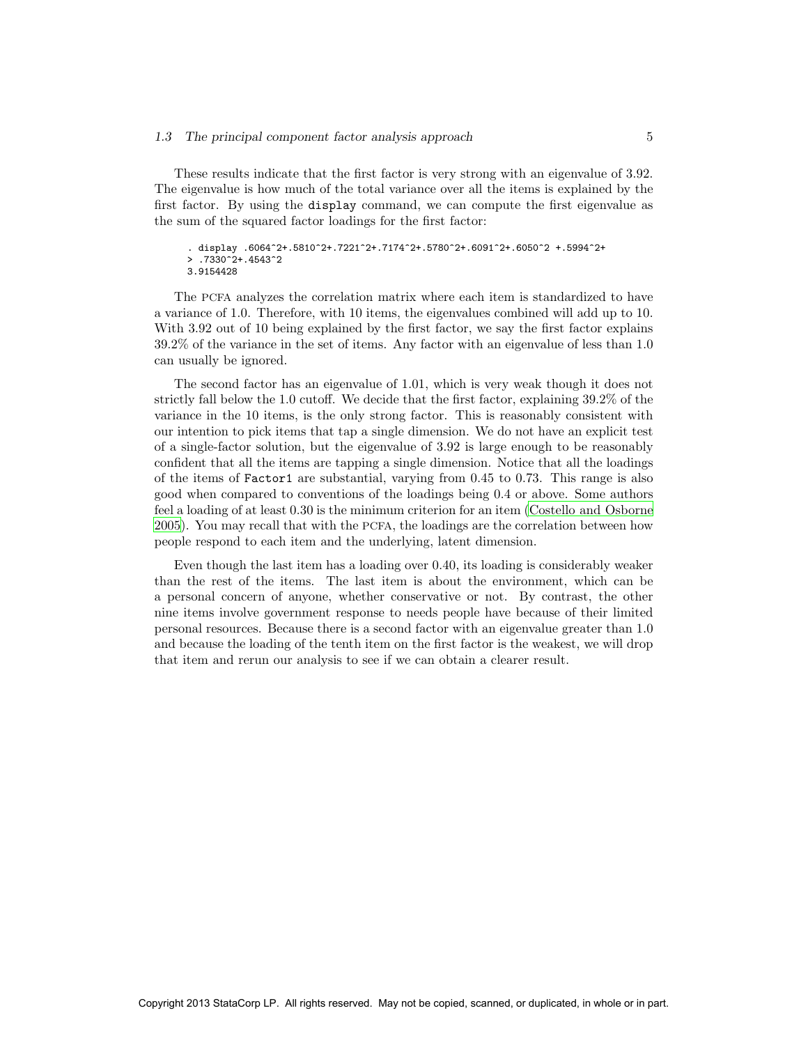These results indicate that the first factor is very strong with an eigenvalue of 3.92. The eigenvalue is how much of the total variance over all the items is explained by the first factor. By using the `display` command, we can compute the first eigenvalue as the sum of the squared factor loadings for the first factor:

```
. display .6064^2+.5810^2+.7221^2+.7174^2+.5780^2+.6091^2+.6050^2 +.5994^2+
> .7330^2+.4543^2
3.9154428
```

The PCFA analyzes the correlation matrix where each item is standardized to have a variance of 1.0. Therefore, with 10 items, the eigenvalues combined will add up to 10. With 3.92 out of 10 being explained by the first factor, we say the first factor explains 39.2% of the variance in the set of items. Any factor with an eigenvalue of less than 1.0 can usually be ignored.

The second factor has an eigenvalue of 1.01, which is very weak though it does not strictly fall below the 1.0 cutoff. We decide that the first factor, explaining 39.2% of the variance in the 10 items, is the only strong factor. This is reasonably consistent with our intention to pick items that tap a single dimension. We do not have an explicit test of a single-factor solution, but the eigenvalue of 3.92 is large enough to be reasonably confident that all the items are tapping a single dimension. Notice that all the loadings of the items of `Factor1` are substantial, varying from 0.45 to 0.73. This range is also good when compared to conventions of the loadings being 0.4 or above. Some authors feel a loading of at least 0.30 is the minimum criterion for an item (Costello and Osborne 2005). You may recall that with the PCFA, the loadings are the correlation between how people respond to each item and the underlying, latent dimension.

Even though the last item has a loading over 0.40, its loading is considerably weaker than the rest of the items. The last item is about the environment, which can be a personal concern of anyone, whether conservative or not. By contrast, the other nine items involve government response to needs people have because of their limited personal resources. Because there is a second factor with an eigenvalue greater than 1.0 and because the loading of the tenth item on the first factor is the weakest, we will drop that item and rerun our analysis to see if we can obtain a clearer result.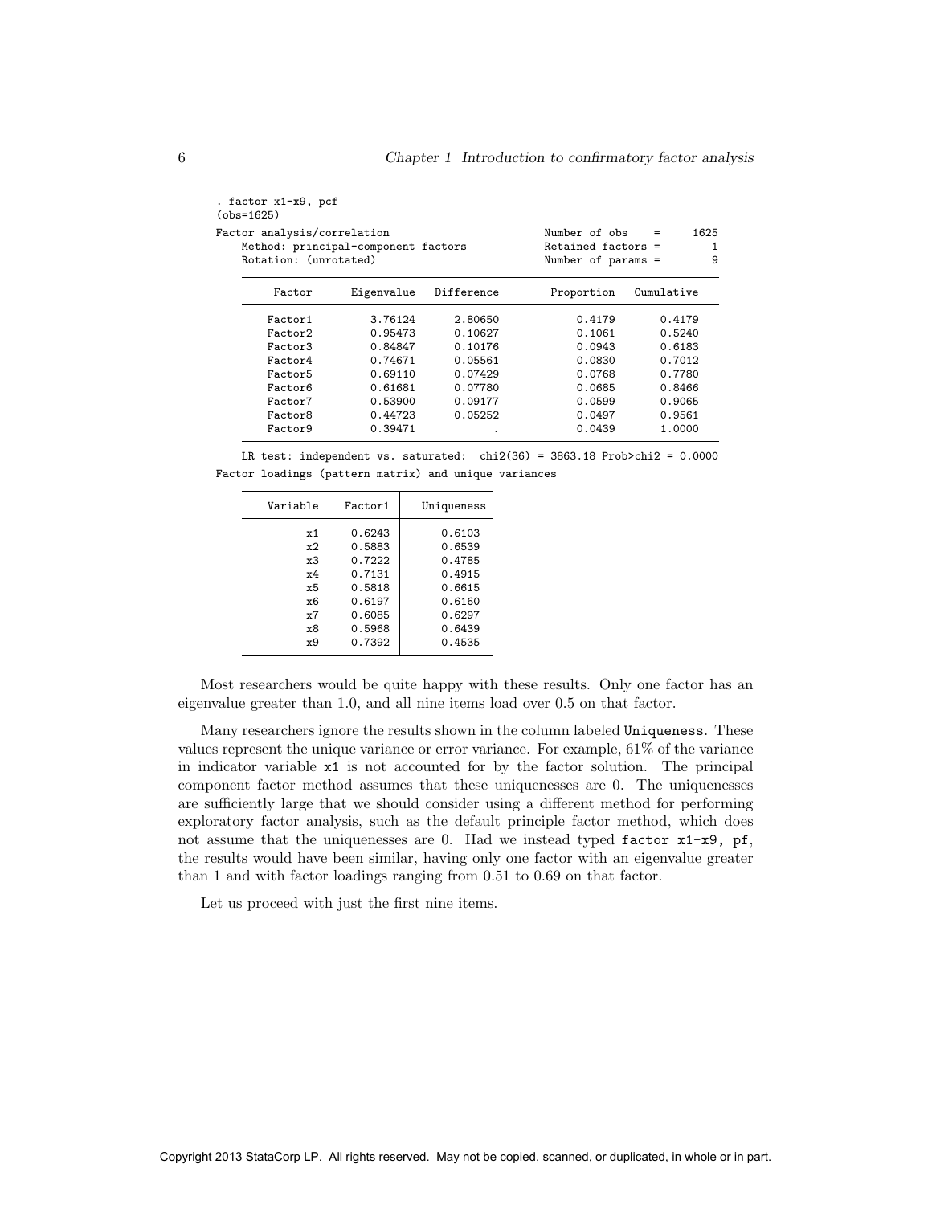```
. factor x1-x9, pcf
(obs=1625)

Factor analysis/correlation                        Number of obs    =     1625
    Method: principal-component factors            Retained factors =        1
    Rotation: (unrotated)                           Number of params =        9

    --------------------------------------------------------------------------
         Factor  |   Eigenvalue   Difference        Proportion   Cumulative
    -------------+------------------------------------------------------------
        Factor1  |      3.76124      2.80650            0.4179       0.4179
        Factor2  |      0.95473      0.10627            0.1061       0.5240
        Factor3  |      0.84847      0.10176            0.0943       0.6183
        Factor4  |      0.74671      0.05561            0.0830       0.7012
        Factor5  |      0.69110      0.07429            0.0768       0.7780
        Factor6  |      0.61681      0.07780            0.0685       0.8466
        Factor7  |      0.53900      0.09177            0.0599       0.9065
        Factor8  |      0.44723      0.05252            0.0497       0.9561
        Factor9  |      0.39471            .            0.0439       1.0000
    --------------------------------------------------------------------------
    LR test: independent vs. saturated:  chi2(36) = 3863.18 Prob>chi2 = 0.0000

Factor loadings (pattern matrix) and unique variances

    ---------------------------------------
        Variable |  Factor1 |   Uniqueness
    -------------+----------+--------------
              x1 |   0.6243 |      0.6103
              x2 |   0.5883 |      0.6539
              x3 |   0.7222 |      0.4785
              x4 |   0.7131 |      0.4915
              x5 |   0.5818 |      0.6615
              x6 |   0.6197 |      0.6160
              x7 |   0.6085 |      0.6297
              x8 |   0.5968 |      0.6439
              x9 |   0.7392 |      0.4535
    ---------------------------------------
```

Most researchers would be quite happy with these results. Only one factor has an eigenvalue greater than 1.0, and all nine items load over 0.5 on that factor.

Many researchers ignore the results shown in the column labeled `Uniqueness`. These values represent the unique variance or error variance. For example, 61% of the variance in indicator variable `x1` is not accounted for by the factor solution. The principal component factor method assumes that these uniquenesses are 0. The uniquenesses are sufficiently large that we should consider using a different method for performing exploratory factor analysis, such as the default principle factor method, which does not assume that the uniquenesses are 0. Had we instead typed `factor x1-x9, pf`, the results would have been similar, having only one factor with an eigenvalue greater than 1 and with factor loadings ranging from 0.51 to 0.69 on that factor.

Let us proceed with just the first nine items.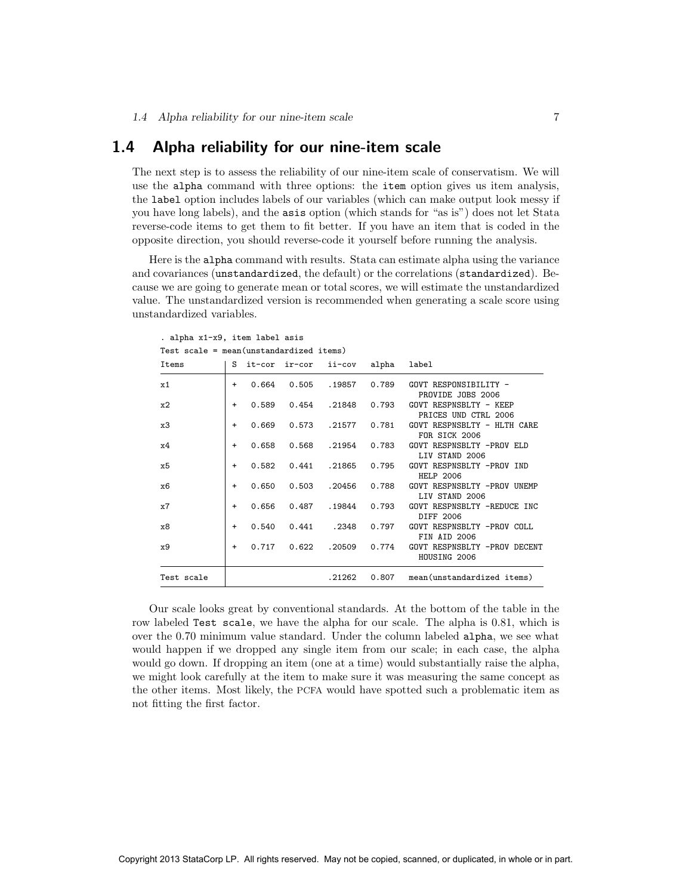## 1.4 Alpha reliability for our nine-item scale

The next step is to assess the reliability of our nine-item scale of conservatism. We will use the `alpha` command with three options: the `item` option gives us item analysis, the `label` option includes labels of our variables (which can make output look messy if you have long labels), and the `asis` option (which stands for "as is") does not let Stata reverse-code items to get them to fit better. If you have an item that is coded in the opposite direction, you should reverse-code it yourself before running the analysis.

Here is the `alpha` command with results. Stata can estimate alpha using the variance and covariances (`unstandardized`, the default) or the correlations (`standardized`). Because we are going to generate mean or total scores, we will estimate the unstandardized value. The unstandardized version is recommended when generating a scale score using unstandardized variables.

```
. alpha x1-x9, item label asis
Test scale = mean(unstandardized items)
Items        | S  it-cor  ir-cor   ii-cov   alpha  label
-------------+---------------------------------------------------------------
x1           | +   0.664   0.505   .19857   0.789  GOVT RESPONSIBILITY -
             |                                       PROVIDE JOBS 2006
x2           | +   0.589   0.454   .21848   0.793  GOVT RESPNSBLTY - KEEP
             |                                       PRICES UND CTRL 2006
x3           | +   0.669   0.573   .21577   0.781  GOVT RESPNSBLTY - HLTH CARE
             |                                       FOR SICK 2006
x4           | +   0.658   0.568   .21954   0.783  GOVT RESPNSBLTY -PROV ELD
             |                                       LIV STAND 2006
x5           | +   0.582   0.441   .21865   0.795  GOVT RESPNSBLTY -PROV IND
             |                                       HELP 2006
x6           | +   0.650   0.503   .20456   0.788  GOVT RESPNSBLTY -PROV UNEMP
             |                                       LIV STAND 2006
x7           | +   0.656   0.487   .19844   0.793  GOVT RESPNSBLTY -REDUCE INC
             |                                       DIFF 2006
x8           | +   0.540   0.441    .2348   0.797  GOVT RESPNSBLTY -PROV COLL
             |                                       FIN AID 2006
x9           | +   0.717   0.622   .20509   0.774  GOVT RESPNSBLTY -PROV DECENT
             |                                       HOUSING 2006
-------------+---------------------------------------------------------------
Test scale   |                     .21262   0.807  mean(unstandardized items)
```

Our scale looks great by conventional standards. At the bottom of the table in the row labeled `Test scale`, we have the alpha for our scale. The alpha is 0.81, which is over the 0.70 minimum value standard. Under the column labeled `alpha`, we see what would happen if we dropped any single item from our scale; in each case, the alpha would go down. If dropping an item (one at a time) would substantially raise the alpha, we might look carefully at the item to make sure it was measuring the same concept as the other items. Most likely, the PCFA would have spotted such a problematic item as not fitting the first factor.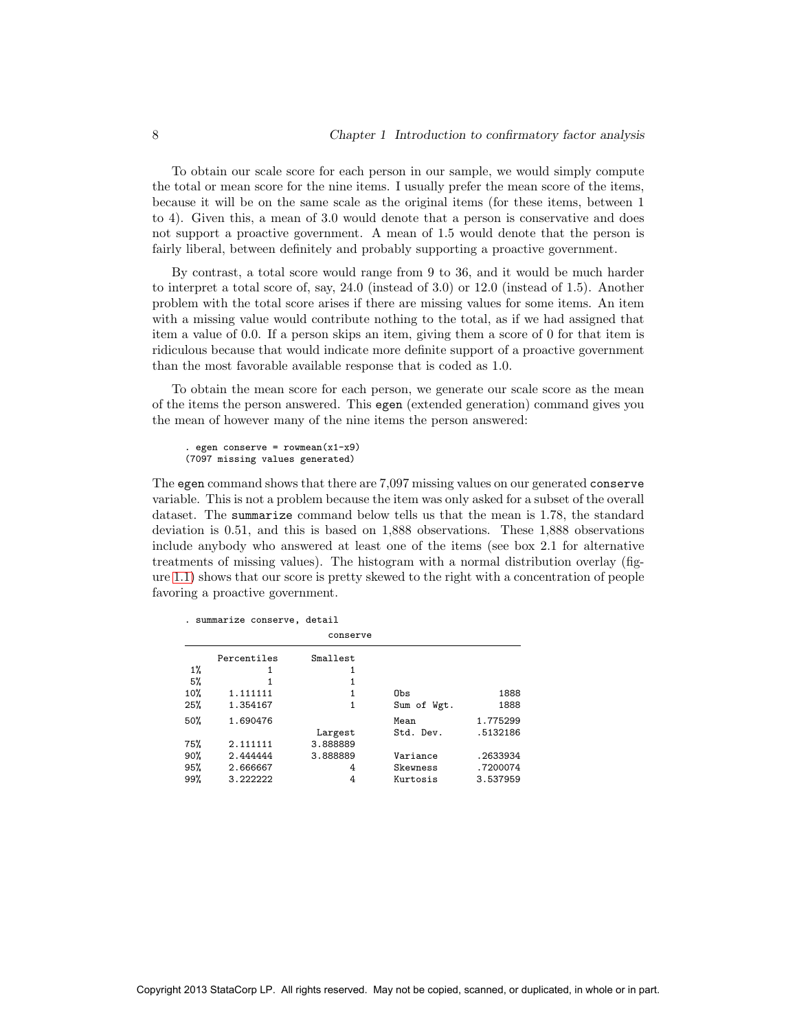To obtain our scale score for each person in our sample, we would simply compute the total or mean score for the nine items. I usually prefer the mean score of the items, because it will be on the same scale as the original items (for these items, between 1 to 4). Given this, a mean of 3.0 would denote that a person is conservative and does not support a proactive government. A mean of 1.5 would denote that the person is fairly liberal, between definitely and probably supporting a proactive government.

By contrast, a total score would range from 9 to 36, and it would be much harder to interpret a total score of, say, 24.0 (instead of 3.0) or 12.0 (instead of 1.5). Another problem with the total score arises if there are missing values for some items. An item with a missing value would contribute nothing to the total, as if we had assigned that item a value of 0.0. If a person skips an item, giving them a score of 0 for that item is ridiculous because that would indicate more definite support of a proactive government than the most favorable available response that is coded as 1.0.

To obtain the mean score for each person, we generate our scale score as the mean of the items the person answered. This `egen` (extended generation) command gives you the mean of however many of the nine items the person answered:

```
. egen conserve = rowmean(x1-x9)
(7097 missing values generated)
```

The `egen` command shows that there are 7,097 missing values on our generated `conserve` variable. This is not a problem because the item was only asked for a subset of the overall dataset. The `summarize` command below tells us that the mean is 1.78, the standard deviation is 0.51, and this is based on 1,888 observations. These 1,888 observations include anybody who answered at least one of the items (see box 2.1 for alternative treatments of missing values). The histogram with a normal distribution overlay (figure 1.1) shows that our score is pretty skewed to the right with a concentration of people favoring a proactive government.

```
. summarize conserve, detail
                          conserve
-------------------------------------------------------------
      Percentiles      Smallest
 1%            1              1
 5%            1              1
10%     1.111111              1       Obs                1888
25%     1.354167              1       Sum of Wgt.        1888

50%     1.690476                      Mean           1.775299
                        Largest       Std. Dev.      .5132186
75%     2.111111       3.888889
90%     2.444444       3.888889       Variance       .2633934
95%     2.666667              4       Skewness       .7200074
99%     3.222222              4       Kurtosis       3.537959
```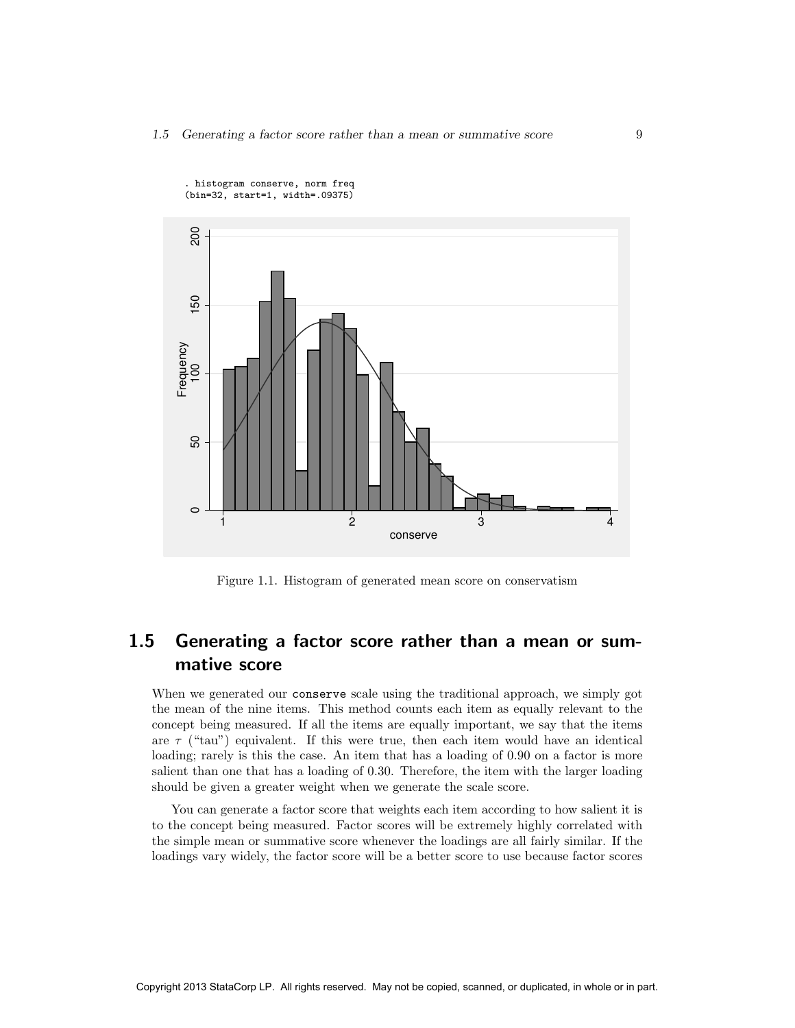```
. histogram conserve, norm freq
(bin=32, start=1, width=.09375)
```

Figure 1.1. Histogram of generated mean score on conservatism

## 1.5 Generating a factor score rather than a mean or summative score

When we generated our `conserve` scale using the traditional approach, we simply got the mean of the nine items. This method counts each item as equally relevant to the concept being measured. If all the items are equally important, we say that the items are $\tau$ ("tau") equivalent. If this were true, then each item would have an identical loading; rarely is this the case. An item that has a loading of 0.90 on a factor is more salient than one that has a loading of 0.30. Therefore, the item with the larger loading should be given a greater weight when we generate the scale score.

You can generate a factor score that weights each item according to how salient it is to the concept being measured. Factor scores will be extremely highly correlated with the simple mean or summative score whenever the loadings are all fairly similar. If the loadings vary widely, the factor score will be a better score to use because factor scores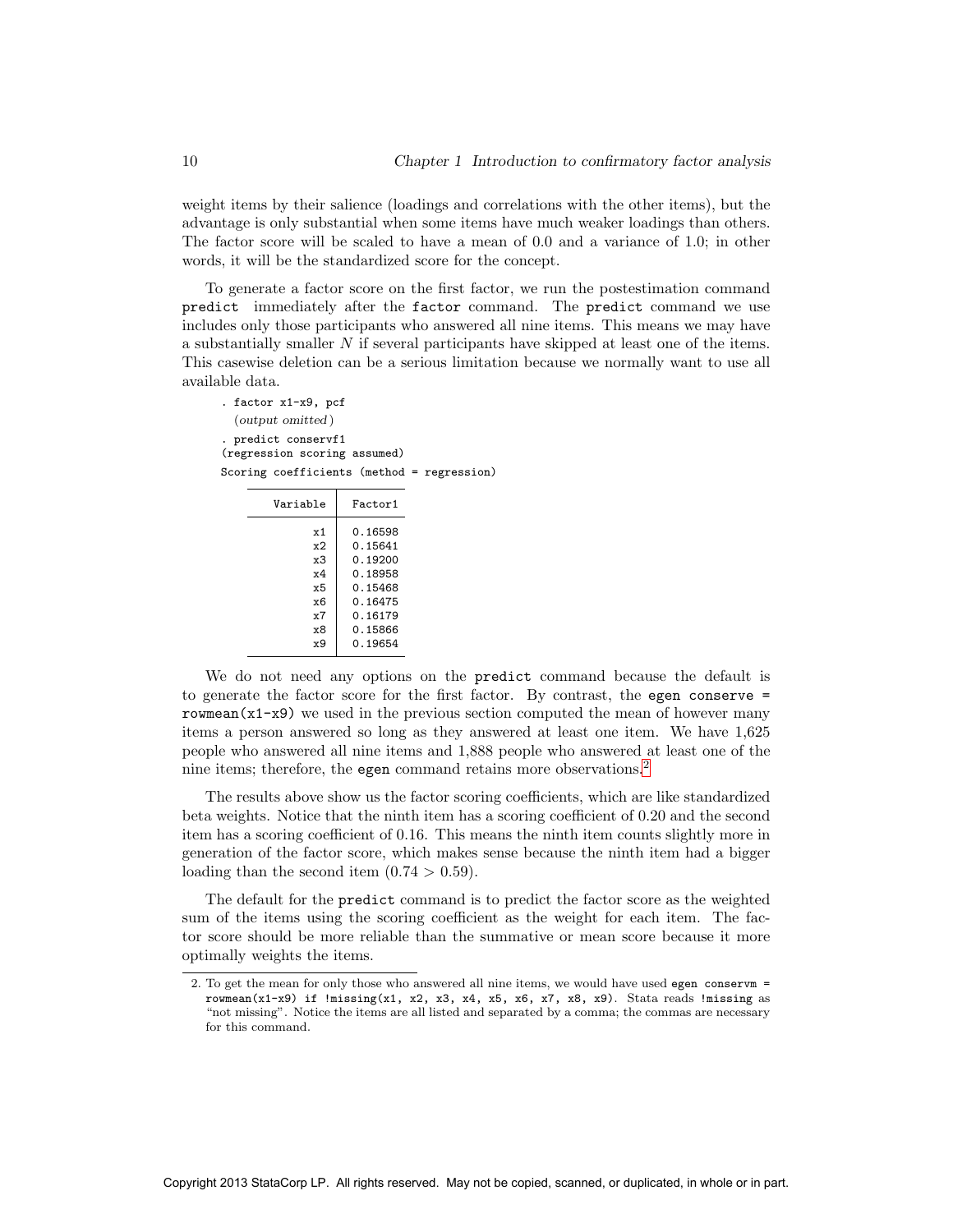weight items by their salience (loadings and correlations with the other items), but the advantage is only substantial when some items have much weaker loadings than others. The factor score will be scaled to have a mean of 0.0 and a variance of 1.0; in other words, it will be the standardized score for the concept.

To generate a factor score on the first factor, we run the postestimation command `predict` immediately after the `factor` command. The `predict` command we use includes only those participants who answered all nine items. This means we may have a substantially smaller $N$ if several participants have skipped at least one of the items. This casewise deletion can be a serious limitation because we normally want to use all available data.

```
. factor x1-x9, pcf
  (output omitted)
. predict conservf1
(regression scoring assumed)
Scoring coefficients (method = regression)
```

| Variable | Factor1 |
|---|---|
| x1 | 0.16598 |
| x2 | 0.15641 |
| x3 | 0.19200 |
| x4 | 0.18958 |
| x5 | 0.15468 |
| x6 | 0.16475 |
| x7 | 0.16179 |
| x8 | 0.15866 |
| x9 | 0.19654 |

We do not need any options on the `predict` command because the default is to generate the factor score for the first factor. By contrast, the `egen conserve = rowmean(x1-x9)` we used in the previous section computed the mean of however many items a person answered so long as they answered at least one item. We have 1,625 people who answered all nine items and 1,888 people who answered at least one of the nine items; therefore, the `egen` command retains more observations.[2]

The results above show us the factor scoring coefficients, which are like standardized beta weights. Notice that the ninth item has a scoring coefficient of 0.20 and the second item has a scoring coefficient of 0.16. This means the ninth item counts slightly more in generation of the factor score, which makes sense because the ninth item had a bigger loading than the second item ($0.74 > 0.59$).

The default for the `predict` command is to predict the factor score as the weighted sum of the items using the scoring coefficient as the weight for each item. The factor score should be more reliable than the summative or mean score because it more optimally weights the items.

2. To get the mean for only those who answered all nine items, we would have used `egen conservm = rowmean(x1-x9) if !missing(x1, x2, x3, x4, x5, x6, x7, x8, x9)`. Stata reads `!missing` as "not missing". Notice the items are all listed and separated by a comma; the commas are necessary for this command.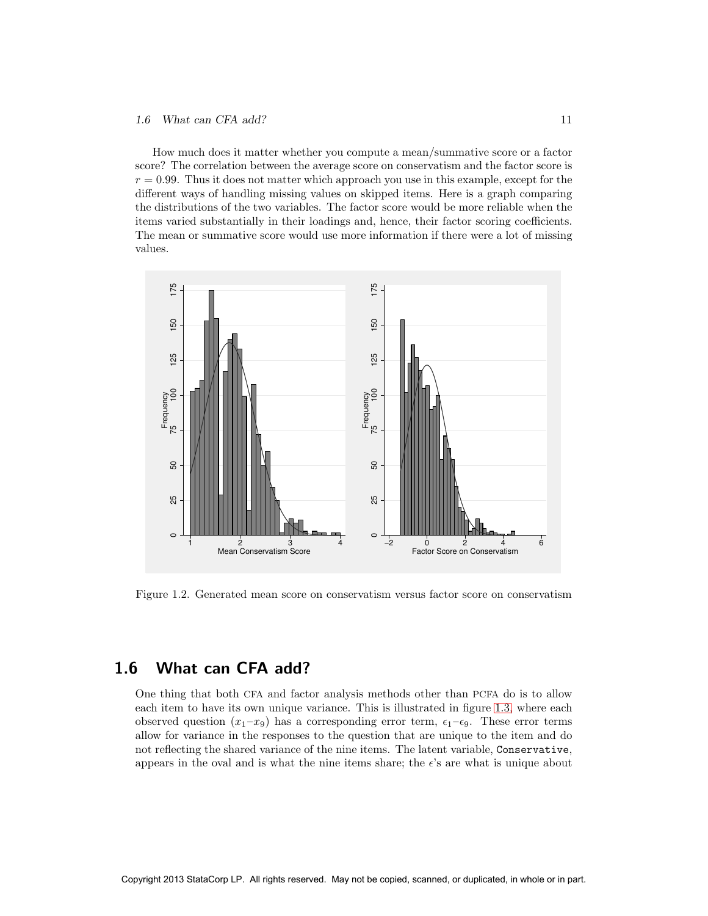How much does it matter whether you compute a mean/summative score or a factor score? The correlation between the average score on conservatism and the factor score is $r = 0.99$. Thus it does not matter which approach you use in this example, except for the different ways of handling missing values on skipped items. Here is a graph comparing the distributions of the two variables. The factor score would be more reliable when the items varied substantially in their loadings and, hence, their factor scoring coefficients. The mean or summative score would use more information if there were a lot of missing values.

Figure 1.2. Generated mean score on conservatism versus factor score on conservatism

## 1.6 What can CFA add?

One thing that both CFA and factor analysis methods other than PCFA do is to allow each item to have its own unique variance. This is illustrated in figure 1.3 where each observed question ($x_1$–$x_9$) has a corresponding error term, $\epsilon_1$–$\epsilon_9$. These error terms allow for variance in the responses to the question that are unique to the item and do not reflecting the shared variance of the nine items. The latent variable, `Conservative`, appears in the oval and is what the nine items share; the $\epsilon$'s are what is unique about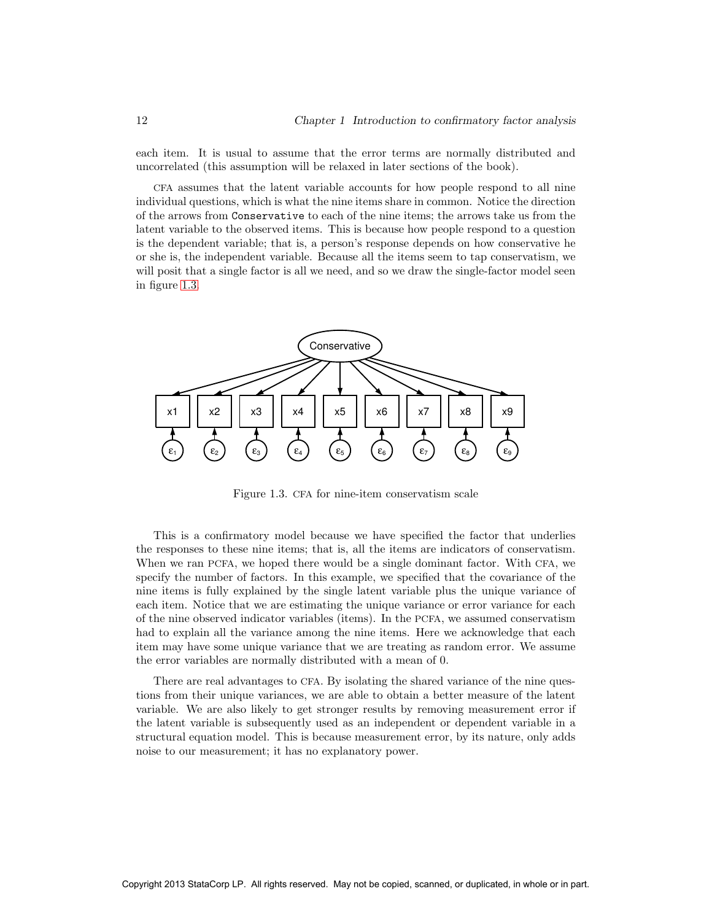each item. It is usual to assume that the error terms are normally distributed and uncorrelated (this assumption will be relaxed in later sections of the book).

CFA assumes that the latent variable accounts for how people respond to all nine individual questions, which is what the nine items share in common. Notice the direction of the arrows from `Conservative` to each of the nine items; the arrows take us from the latent variable to the observed items. This is because how people respond to a question is the dependent variable; that is, a person's response depends on how conservative he or she is, the independent variable. Because all the items seem to tap conservatism, we will posit that a single factor is all we need, and so we draw the single-factor model seen in figure 1.3.

Conservative

x1 x2 x3 x4 x5 x6 x7 x8 x9

$\varepsilon_1$ $\varepsilon_2$ $\varepsilon_3$ $\varepsilon_4$ $\varepsilon_5$ $\varepsilon_6$ $\varepsilon_7$ $\varepsilon_8$ $\varepsilon_9$

Figure 1.3. CFA for nine-item conservatism scale

This is a confirmatory model because we have specified the factor that underlies the responses to these nine items; that is, all the items are indicators of conservatism. When we ran PCFA, we hoped there would be a single dominant factor. With CFA, we specify the number of factors. In this example, we specified that the covariance of the nine items is fully explained by the single latent variable plus the unique variance of each item. Notice that we are estimating the unique variance or error variance for each of the nine observed indicator variables (items). In the PCFA, we assumed conservatism had to explain all the variance among the nine items. Here we acknowledge that each item may have some unique variance that we are treating as random error. We assume the error variables are normally distributed with a mean of 0.

There are real advantages to CFA. By isolating the shared variance of the nine questions from their unique variances, we are able to obtain a better measure of the latent variable. We are also likely to get stronger results by removing measurement error if the latent variable is subsequently used as an independent or dependent variable in a structural equation model. This is because measurement error, by its nature, only adds noise to our measurement; it has no explanatory power.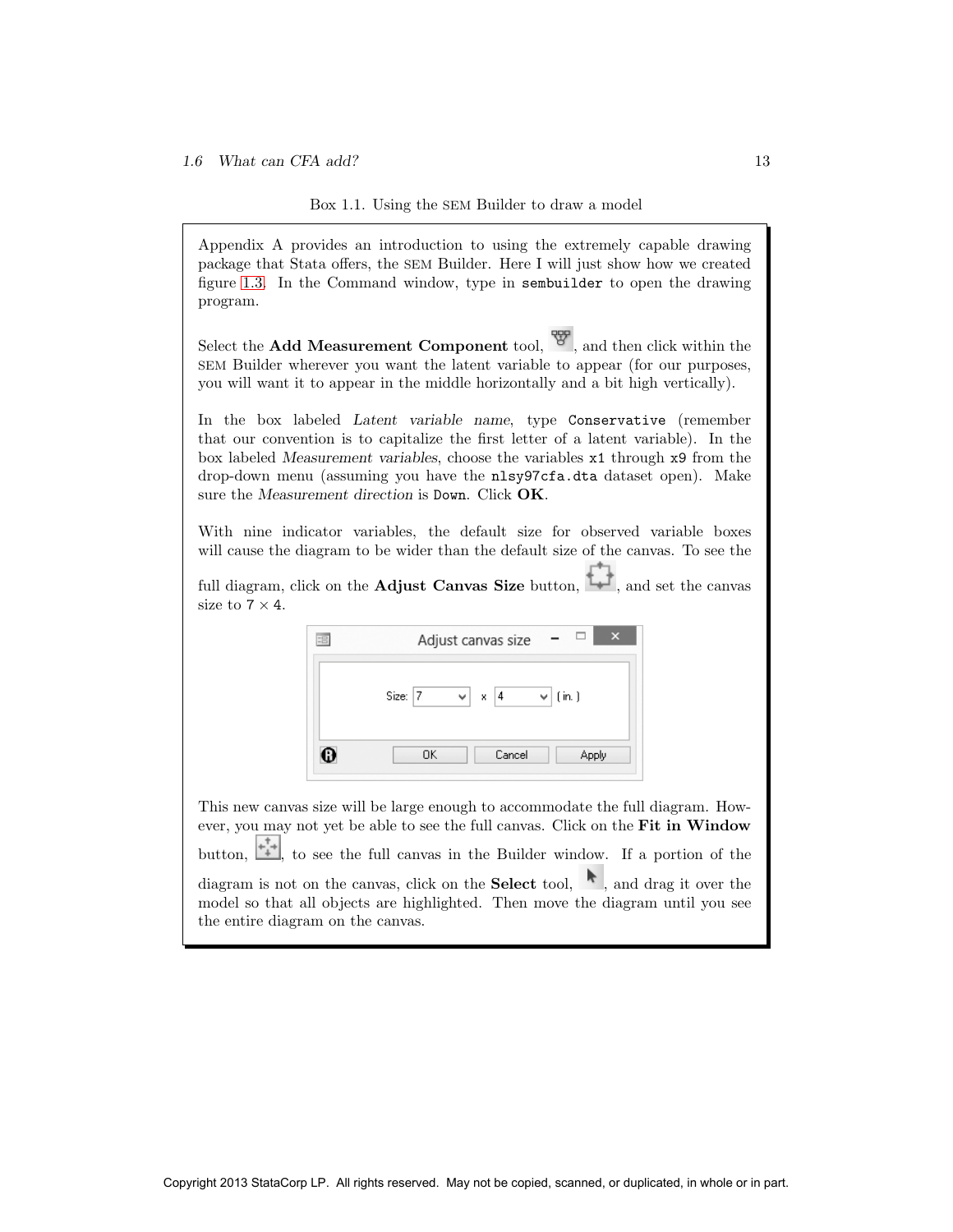Box 1.1. Using the SEM Builder to draw a model

Appendix A provides an introduction to using the extremely capable drawing package that Stata offers, the SEM Builder. Here I will just show how we created figure 1.3. In the Command window, type in `sembuilder` to open the drawing program.

Select the **Add Measurement Component** tool, , and then click within the SEM Builder wherever you want the latent variable to appear (for our purposes, you will want it to appear in the middle horizontally and a bit high vertically).

In the box labeled *Latent variable name*, type `Conservative` (remember that our convention is to capitalize the first letter of a latent variable). In the box labeled *Measurement variables*, choose the variables `x1` through `x9` from the drop-down menu (assuming you have the `nlsy97cfa.dta` dataset open). Make sure the *Measurement direction* is `Down`. Click **OK**.

With nine indicator variables, the default size for observed variable boxes will cause the diagram to be wider than the default size of the canvas. To see the full diagram, click on the **Adjust Canvas Size** button, , and set the canvas size to 7 × 4.

This new canvas size will be large enough to accommodate the full diagram. However, you may not yet be able to see the full canvas. Click on the **Fit in Window** button, , to see the full canvas in the Builder window. If a portion of the diagram is not on the canvas, click on the **Select** tool, , and drag it over the model so that all objects are highlighted. Then move the diagram until you see the entire diagram on the canvas.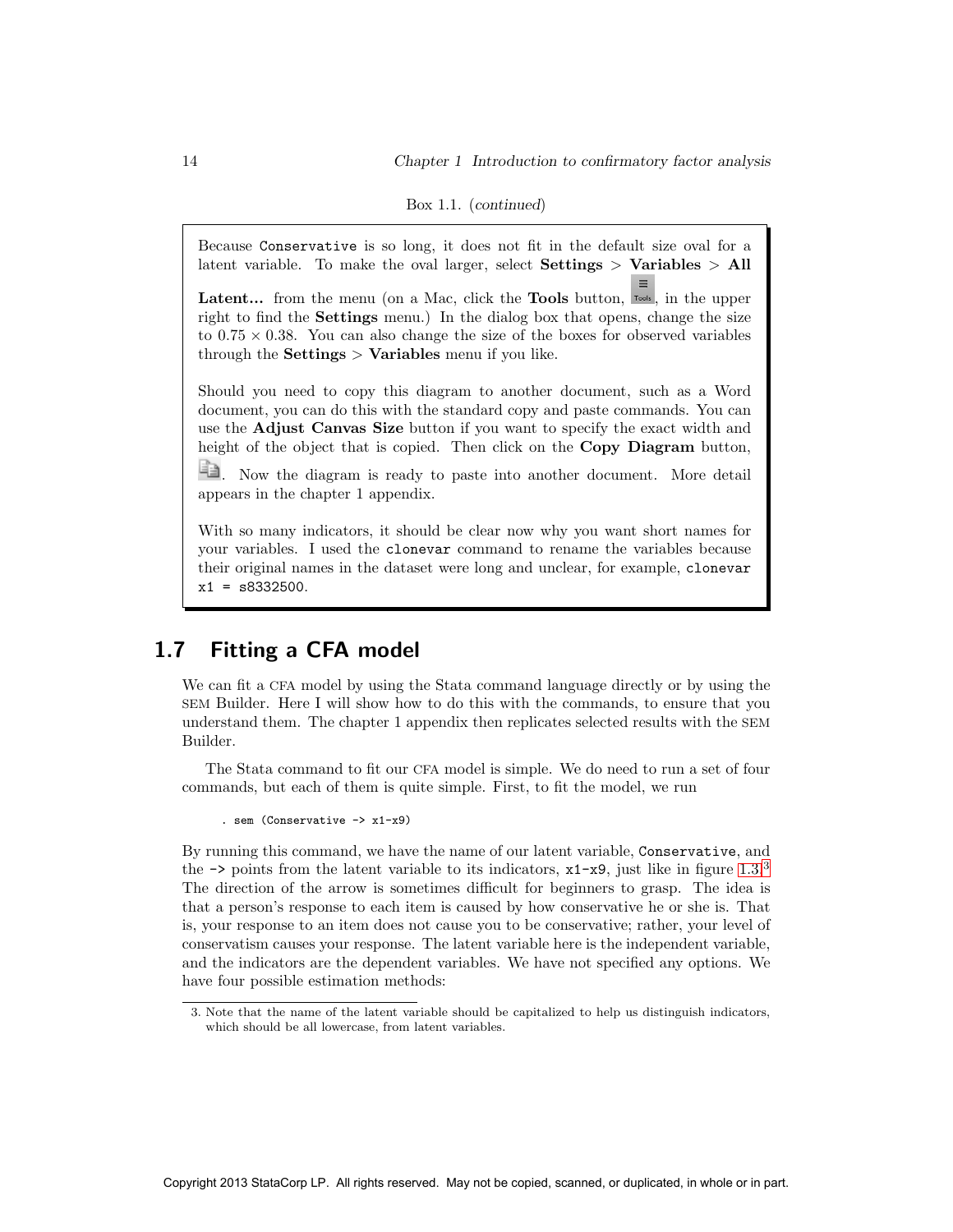Box 1.1. (*continued*)

Because `Conservative` is so long, it does not fit in the default size oval for a latent variable. To make the oval larger, select **Settings** > **Variables** > **All Latent...** from the menu (on a Mac, click the **Tools** button, , in the upper right to find the **Settings** menu.) In the dialog box that opens, change the size to $0.75 \times 0.38$. You can also change the size of the boxes for observed variables through the **Settings** > **Variables** menu if you like.

Should you need to copy this diagram to another document, such as a Word document, you can do this with the standard copy and paste commands. You can use the **Adjust Canvas Size** button if you want to specify the exact width and height of the object that is copied. Then click on the **Copy Diagram** button, . Now the diagram is ready to paste into another document. More detail appears in the chapter 1 appendix.

With so many indicators, it should be clear now why you want short names for your variables. I used the `clonevar` command to rename the variables because their original names in the dataset were long and unclear, for example, `clonevar x1 = s8332500`.

## 1.7 Fitting a CFA model

We can fit a CFA model by using the Stata command language directly or by using the SEM Builder. Here I will show how to do this with the commands, to ensure that you understand them. The chapter 1 appendix then replicates selected results with the SEM Builder.

The Stata command to fit our CFA model is simple. We do need to run a set of four commands, but each of them is quite simple. First, to fit the model, we run

```
. sem (Conservative -> x1-x9)
```

By running this command, we have the name of our latent variable, `Conservative`, and the `->` points from the latent variable to its indicators, `x1-x9`, just like in figure 1.3.[3] The direction of the arrow is sometimes difficult for beginners to grasp. The idea is that a person's response to each item is caused by how conservative he or she is. That is, your response to an item does not cause you to be conservative; rather, your level of conservatism causes your response. The latent variable here is the independent variable, and the indicators are the dependent variables. We have not specified any options. We have four possible estimation methods:

3. Note that the name of the latent variable should be capitalized to help us distinguish indicators, which should be all lowercase, from latent variables.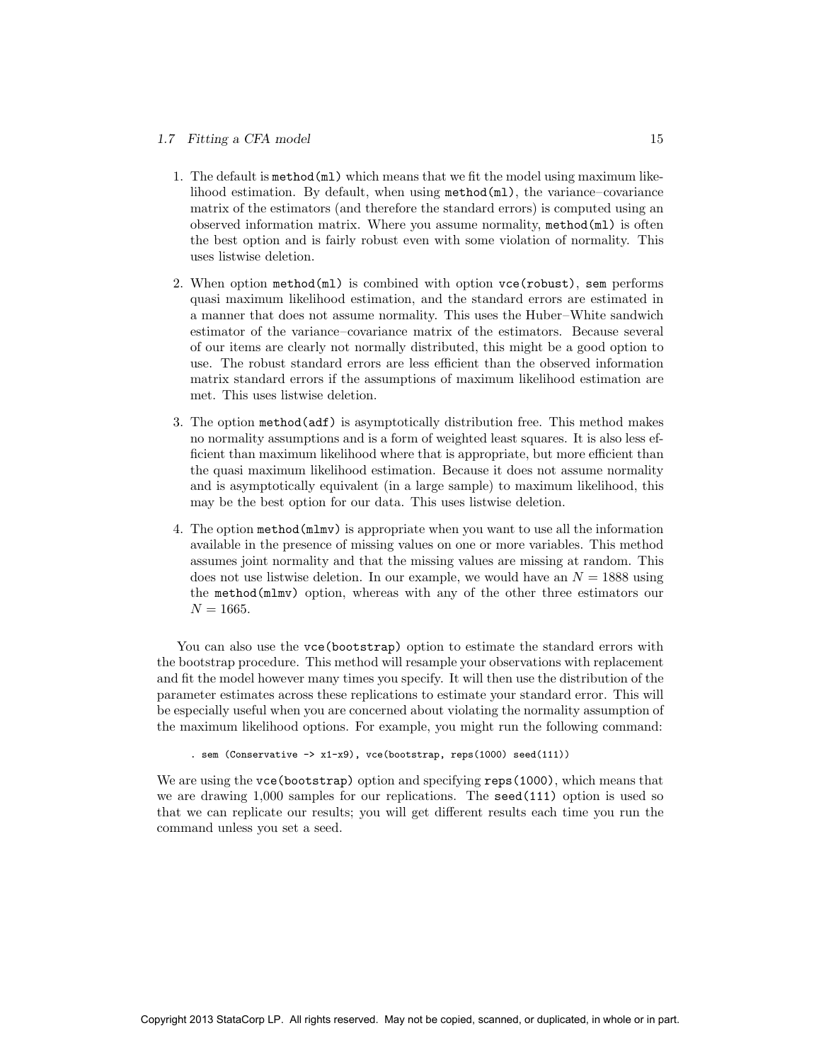1. The default is `method(ml)` which means that we fit the model using maximum likelihood estimation. By default, when using `method(ml)`, the variance–covariance matrix of the estimators (and therefore the standard errors) is computed using an observed information matrix. Where you assume normality, `method(ml)` is often the best option and is fairly robust even with some violation of normality. This uses listwise deletion.

2. When option `method(ml)` is combined with option `vce(robust)`, `sem` performs quasi maximum likelihood estimation, and the standard errors are estimated in a manner that does not assume normality. This uses the Huber–White sandwich estimator of the variance–covariance matrix of the estimators. Because several of our items are clearly not normally distributed, this might be a good option to use. The robust standard errors are less efficient than the observed information matrix standard errors if the assumptions of maximum likelihood estimation are met. This uses listwise deletion.

3. The option `method(adf)` is asymptotically distribution free. This method makes no normality assumptions and is a form of weighted least squares. It is also less efficient than maximum likelihood where that is appropriate, but more efficient than the quasi maximum likelihood estimation. Because it does not assume normality and is asymptotically equivalent (in a large sample) to maximum likelihood, this may be the best option for our data. This uses listwise deletion.

4. The option `method(mlmv)` is appropriate when you want to use all the information available in the presence of missing values on one or more variables. This method assumes joint normality and that the missing values are missing at random. This does not use listwise deletion. In our example, we would have an $N = 1888$ using the `method(mlmv)` option, whereas with any of the other three estimators our $N = 1665$.

You can also use the `vce(bootstrap)` option to estimate the standard errors with the bootstrap procedure. This method will resample your observations with replacement and fit the model however many times you specify. It will then use the distribution of the parameter estimates across these replications to estimate your standard error. This will be especially useful when you are concerned about violating the normality assumption of the maximum likelihood options. For example, you might run the following command:

```
. sem (Conservative -> x1-x9), vce(bootstrap, reps(1000) seed(111))
```

We are using the `vce(bootstrap)` option and specifying `reps(1000)`, which means that we are drawing 1,000 samples for our replications. The `seed(111)` option is used so that we can replicate our results; you will get different results each time you run the command unless you set a seed.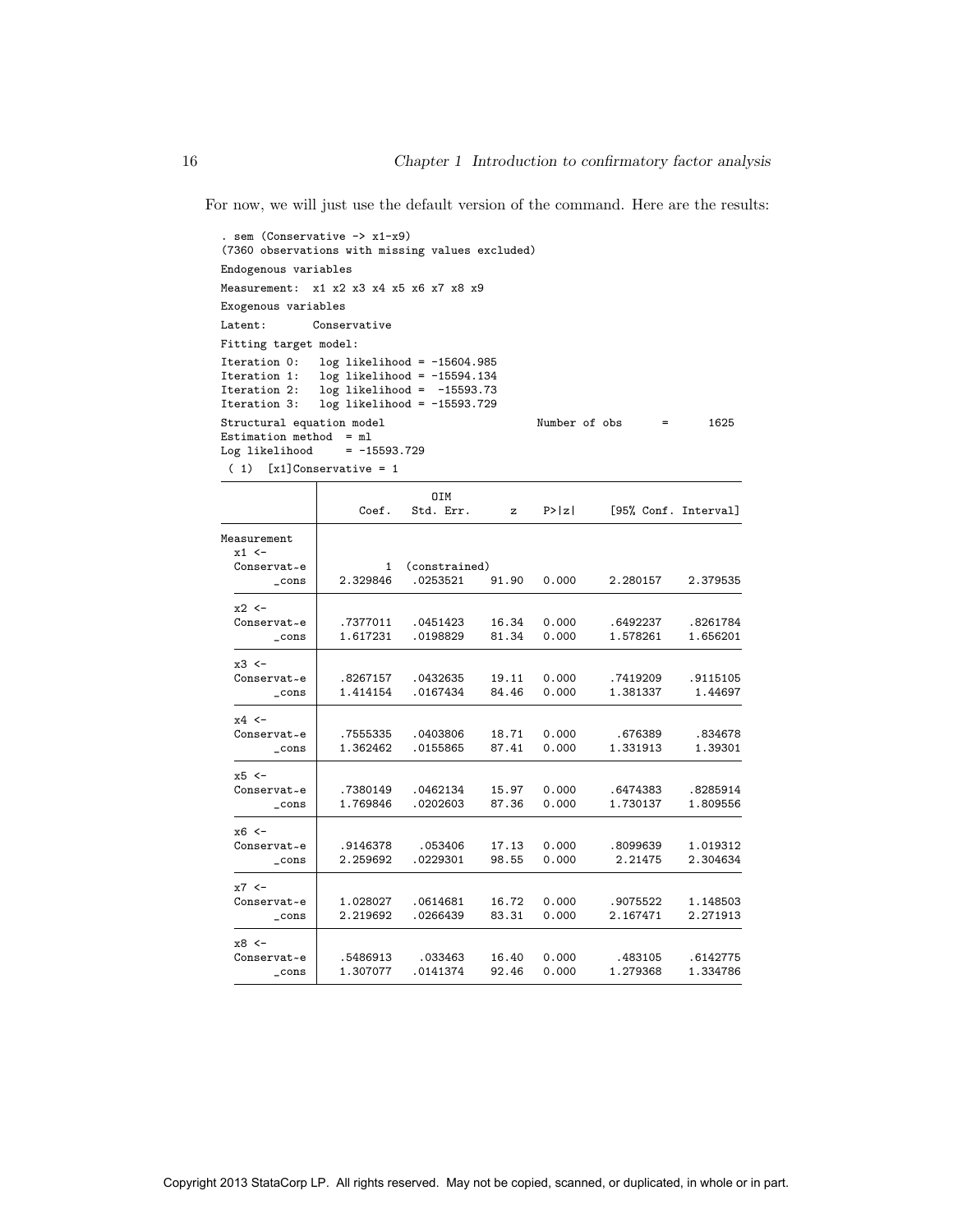For now, we will just use the default version of the command. Here are the results:

```
. sem (Conservative -> x1-x9)
(7360 observations with missing values excluded)
Endogenous variables
Measurement:  x1 x2 x3 x4 x5 x6 x7 x8 x9
Exogenous variables
Latent:       Conservative
Fitting target model:
Iteration 0:   log likelihood = -15604.985
Iteration 1:   log likelihood = -15594.134
Iteration 2:   log likelihood =  -15593.73
Iteration 3:   log likelihood = -15593.729
Structural equation model                       Number of obs      =      1625
Estimation method  = ml
Log likelihood     = -15593.729
 ( 1)  [x1]Conservative = 1
```

| | Coef. | OIM Std. Err. | z | P>\|z\| | [95% Conf. | Interval] |
|---|---|---|---|---|---|---|
| Measurement | | | | | | |
| x1 <- | | | | | | |
| Conservat~e | 1 | (constrained) | | | | |
| _cons | 2.329846 | .0253521 | 91.90 | 0.000 | 2.280157 | 2.379535 |
| x2 <- | | | | | | |
| Conservat~e | .7377011 | .0451423 | 16.34 | 0.000 | .6492237 | .8261784 |
| _cons | 1.617231 | .0198829 | 81.34 | 0.000 | 1.578261 | 1.656201 |
| x3 <- | | | | | | |
| Conservat~e | .8267157 | .0432635 | 19.11 | 0.000 | .7419209 | .9115105 |
| _cons | 1.414154 | .0167434 | 84.46 | 0.000 | 1.381337 | 1.44697 |
| x4 <- | | | | | | |
| Conservat~e | .7555335 | .0403806 | 18.71 | 0.000 | .676389 | .834678 |
| _cons | 1.362462 | .0155865 | 87.41 | 0.000 | 1.331913 | 1.39301 |
| x5 <- | | | | | | |
| Conservat~e | .7380149 | .0462134 | 15.97 | 0.000 | .6474383 | .8285914 |
| _cons | 1.769846 | .0202603 | 87.36 | 0.000 | 1.730137 | 1.809556 |
| x6 <- | | | | | | |
| Conservat~e | .9146378 | .053406 | 17.13 | 0.000 | .8099639 | 1.019312 |
| _cons | 2.259692 | .0229301 | 98.55 | 0.000 | 2.21475 | 2.304634 |
| x7 <- | | | | | | |
| Conservat~e | 1.028027 | .0614681 | 16.72 | 0.000 | .9075522 | 1.148503 |
| _cons | 2.219692 | .0266439 | 83.31 | 0.000 | 2.167471 | 2.271913 |
| x8 <- | | | | | | |
| Conservat~e | .5486913 | .033463 | 16.40 | 0.000 | .483105 | .6142775 |
| _cons | 1.307077 | .0141374 | 92.46 | 0.000 | 1.279368 | 1.334786 |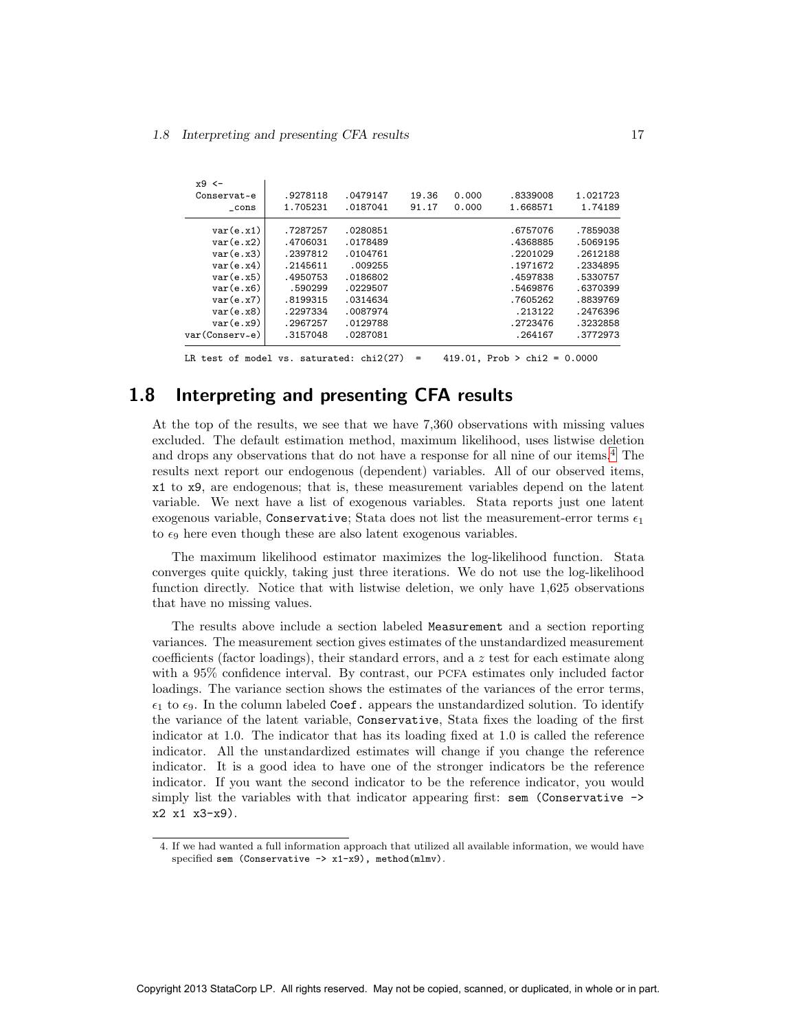| | | | | | | |
|---|---|---|---|---|---|---|
| x9 <- | | | | | | |
| Conservat~e | .9278118 | .0479147 | 19.36 | 0.000 | .8339008 | 1.021723 |
| _cons | 1.705231 | .0187041 | 91.17 | 0.000 | 1.668571 | 1.74189 |
| var(e.x1) | .7287257 | .0280851 | | | .6757076 | .7859038 |
| var(e.x2) | .4706031 | .0178489 | | | .4368885 | .5069195 |
| var(e.x3) | .2397812 | .0104761 | | | .2201029 | .2612188 |
| var(e.x4) | .2145611 | .009255 | | | .1971672 | .2334895 |
| var(e.x5) | .4950753 | .0186802 | | | .4597838 | .5330757 |
| var(e.x6) | .590299 | .0229507 | | | .5469876 | .6370399 |
| var(e.x7) | .8199315 | .0314634 | | | .7605262 | .8839769 |
| var(e.x8) | .2297334 | .0087974 | | | .213122 | .2476396 |
| var(e.x9) | .2967257 | .0129788 | | | .2723476 | .3232858 |
| var(Conserv~e) | .3157048 | .0287081 | | | .264167 | .3772973 |

```
LR test of model vs. saturated: chi2(27)  =    419.01, Prob > chi2 = 0.0000
```

## 1.8 Interpreting and presenting CFA results

At the top of the results, we see that we have 7,360 observations with missing values excluded. The default estimation method, maximum likelihood, uses listwise deletion and drops any observations that do not have a response for all nine of our items.[4] The results next report our endogenous (dependent) variables. All of our observed items, x1 to x9, are endogenous; that is, these measurement variables depend on the latent variable. We next have a list of exogenous variables. Stata reports just one latent exogenous variable, Conservative; Stata does not list the measurement-error terms $\epsilon_1$ to $\epsilon_9$ here even though these are also latent exogenous variables.

The maximum likelihood estimator maximizes the log-likelihood function. Stata converges quite quickly, taking just three iterations. We do not use the log-likelihood function directly. Notice that with listwise deletion, we only have 1,625 observations that have no missing values.

The results above include a section labeled Measurement and a section reporting variances. The measurement section gives estimates of the unstandardized measurement coefficients (factor loadings), their standard errors, and a $z$ test for each estimate along with a 95% confidence interval. By contrast, our PCFA estimates only included factor loadings. The variance section shows the estimates of the variances of the error terms, $\epsilon_1$ to $\epsilon_9$. In the column labeled Coef. appears the unstandardized solution. To identify the variance of the latent variable, Conservative, Stata fixes the loading of the first indicator at 1.0. The indicator that has its loading fixed at 1.0 is called the reference indicator. All the unstandardized estimates will change if you change the reference indicator. It is a good idea to have one of the stronger indicators be the reference indicator. If you want the second indicator to be the reference indicator, you would simply list the variables with that indicator appearing first: `sem (Conservative -> x2 x1 x3-x9)`.

4. If we had wanted a full information approach that utilized all available information, we would have specified `sem (Conservative -> x1-x9), method(mlmv)`.